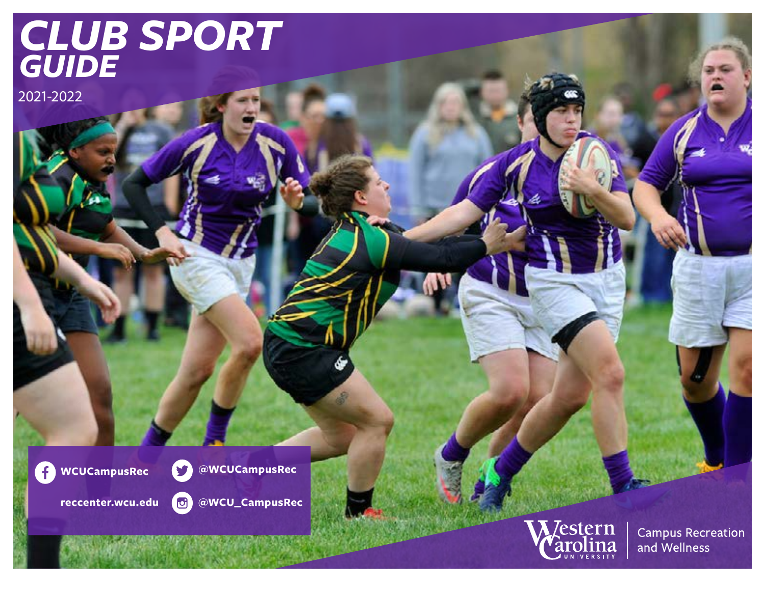# CLUB SPORT GUIDE

2021-2022

WCUCampusRec

@WCUCampusRec

reccenter.wcu.edu

@WCU_CampusRec

Western Carolina University

Campus Recreation and Wellness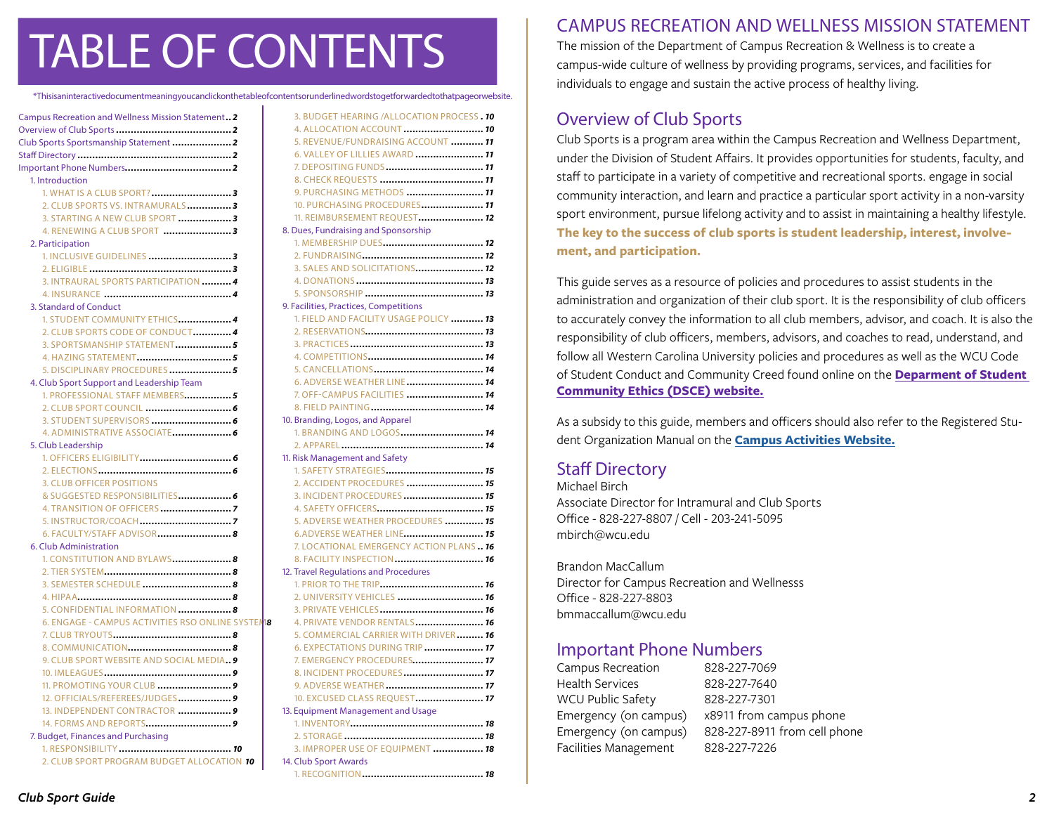# TABLE OF CONTENTS

*Thisisaninteractivedocumentmeaningyoucanclickonthetableofcontentsorunderlinedwordstogetforwardedtothatpageorwebsite.

- Campus Recreation and Wellness Mission Statement .. 2
- Overview of Club Sports .... 2
- Club Sports Sportsmanship Statement .... 2
- Staff Directory .... 2
- Important Phone Numbers .... 2
- 1. Introduction
  - 1. WHAT IS A CLUB SPORT? .... 3
  - 2. CLUB SPORTS VS. INTRAMURALS .... 3
  - 3. STARTING A NEW CLUB SPORT .... 3
  - 4. RENEWING A CLUB SPORT .... 3
- 2. Participation
  - 1. INCLUSIVE GUIDELINES .... 3
  - 2. ELIGIBLE .... 3
  - 3. INTRAURAL SPORTS PARTICIPATION .... 4
  - 4. INSURANCE .... 4
- 3. Standard of Conduct
  - 1. STUDENT COMMUNITY ETHICS .... 4
  - 2. CLUB SPORTS CODE OF CONDUCT .... 4
  - 3. SPORTSMANSHIP STATEMENT .... 5
  - 4. HAZING STATEMENT .... 5
  - 5. DISCIPLINARY PROCEDURES .... 5
- 4. Club Sport Support and Leadership Team
  - 1. PROFESSIONAL STAFF MEMBERS .... 5
  - 2. CLUB SPORT COUNCIL .... 6
  - 3. STUDENT SUPERVISORS .... 6
  - 4. ADMINISTRATIVE ASSOCIATE .... 6
- 5. Club Leadership
  - 1. OFFICERS ELIGIBILITY .... 6
  - 2. ELECTIONS .... 6
  - 3. CLUB OFFICER POSITIONS & SUGGESTED RESPONSIBILITIES .... 6
  - 4. TRANSITION OF OFFICERS .... 7
  - 5. INSTRUCTOR/COACH .... 7
  - 6. FACULTY/STAFF ADVISOR .... 8
- 6. Club Administration
  - 1. CONSTITUTION AND BYLAWS .... 8
  - 2. TIER SYSTEM .... 8
  - 3. SEMESTER SCHEDULE .... 8
  - 4. HIPAA .... 8
  - 5. CONFIDENTIAL INFORMATION .... 8
  - 6. ENGAGE - CAMPUS ACTIVITIES RSO ONLINE SYSTEM 8
  - 7. CLUB TRYOUTS .... 8
  - 8. COMMUNICATION .... 8
  - 9. CLUB SPORT WEBSITE AND SOCIAL MEDIA .. 9
  - 10. IMLEAGUES .... 9
  - 11. PROMOTING YOUR CLUB .... 9
  - 12. OFFICIALS/REFEREES/JUDGES .... 9
  - 13. INDEPENDENT CONTRACTOR .... 9
  - 14. FORMS AND REPORTS .... 9
- 7. Budget, Finances and Purchasing
  - 1. RESPONSIBILITY .... 10
  - 2. CLUB SPORT PROGRAM BUDGET ALLOCATION 10
  - 3. BUDGET HEARING /ALLOCATION PROCESS . 10
  - 4. ALLOCATION ACCOUNT .... 10
  - 5. REVENUE/FUNDRAISING ACCOUNT .... 11
  - 6. VALLEY OF LILLIES AWARD .... 11
  - 7. DEPOSITING FUNDS .... 11
  - 8. CHECK REQUESTS .... 11
  - 9. PURCHASING METHODS .... 11
  - 10. PURCHASING PROCEDURES .... 11
  - 11. REIMBURSEMENT REQUEST .... 12
- 8. Dues, Fundraising and Sponsorship
  - 1. MEMBERSHIP DUES .... 12
  - 2. FUNDRAISING .... 12
  - 3. SALES AND SOLICITATIONS .... 12
  - 4. DONATIONS .... 13
  - 5. SPONSORSHIP .... 13
- 9. Facilities, Practices, Competitions
  - 1. FIELD AND FACILITY USAGE POLICY .... 13
  - 2. RESERVATIONS .... 13
  - 3. PRACTICES .... 13
  - 4. COMPETITIONS .... 14
  - 5. CANCELLATIONS .... 14
  - 6. ADVERSE WEATHER LINE .... 14
  - 7. OFF-CAMPUS FACILITIES .... 14
  - 8. FIELD PAINTING .... 14
- 10. Branding, Logos, and Apparel
  - 1. BRANDING AND LOGOS .... 14
  - 2. APPAREL .... 14
- 11. Risk Management and Safety
  - 1. SAFETY STRATEGIES .... 15
  - 2. ACCIDENT PROCEDURES .... 15
  - 3. INCIDENT PROCEDURES .... 15
  - 4. SAFETY OFFICERS .... 15
  - 5. ADVERSE WEATHER PROCEDURES .... 15
  - 6. ADVERSE WEATHER LINE .... 15
  - 7. LOCATIONAL EMERGENCY ACTION PLANS .. 16
  - 8. FACILITY INSPECTION .... 16
- 12. Travel Regulations and Procedures
  - 1. PRIOR TO THE TRIP .... 16
  - 2. UNIVERSITY VEHICLES .... 16
  - 3. PRIVATE VEHICLES .... 16
  - 4. PRIVATE VENDOR RENTALS .... 16
  - 5. COMMERCIAL CARRIER WITH DRIVER .... 16
  - 6. EXPECTATIONS DURING TRIP .... 17
  - 7. EMERGENCY PROCEDURES .... 17
  - 8. INCIDENT PROCEDURES .... 17
  - 9. ADVERSE WEATHER .... 17
  - 10. EXCUSED CLASS REQUEST .... 17
- 13. Equipment Management and Usage
  - 1. INVENTORY .... 18
  - 2. STORAGE .... 18
  - 3. IMPROPER USE OF EQUIPMENT .... 18
- 14. Club Sport Awards
  - 1. RECOGNITION .... 18

## CAMPUS RECREATION AND WELLNESS MISSION STATEMENT

The mission of the Department of Campus Recreation & Wellness is to create a campus-wide culture of wellness by providing programs, services, and facilities for individuals to engage and sustain the active process of healthy living.

## Overview of Club Sports

Club Sports is a program area within the Campus Recreation and Wellness Department, under the Division of Student Affairs. It provides opportunities for students, faculty, and staff to participate in a variety of competitive and recreational sports. engage in social community interaction, and learn and practice a particular sport activity in a non-varsity sport environment, pursue lifelong activity and to assist in maintaining a healthy lifestyle. **The key to the success of club sports is student leadership, interest, involvement, and participation.**

This guide serves as a resource of policies and procedures to assist students in the administration and organization of their club sport. It is the responsibility of club officers to accurately convey the information to all club members, advisor, and coach. It is also the responsibility of club officers, members, advisors, and coaches to read, understand, and follow all Western Carolina University policies and procedures as well as the WCU Code of Student Conduct and Community Creed found online on the **Deparment of Student Community Ethics (DSCE) website.**

As a subsidy to this guide, members and officers should also refer to the Registered Student Organization Manual on the **Campus Activities Website.**

## Staff Directory

Michael Birch
Associate Director for Intramural and Club Sports
Office - 828-227-8807 / Cell - 203-241-5095
mbirch@wcu.edu

Brandon MacCallum
Director for Campus Recreation and Wellnesss
Office - 828-227-8803
bmmaccallum@wcu.edu

## Important Phone Numbers

| | |
|---|---|
| Campus Recreation | 828-227-7069 |
| Health Services | 828-227-7640 |
| WCU Public Safety | 828-227-7301 |
| Emergency (on campus) | x8911 from campus phone |
| Emergency (on campus) | 828-227-8911 from cell phone |
| Facilities Management | 828-227-7226 |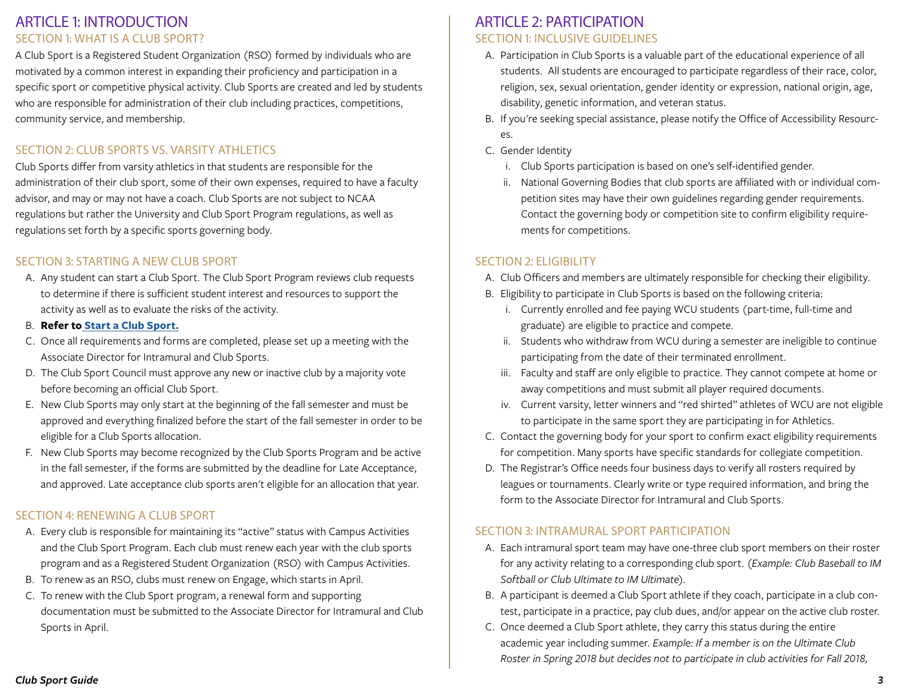# ARTICLE 1: INTRODUCTION

## SECTION 1: WHAT IS A CLUB SPORT?

A Club Sport is a Registered Student Organization (RSO) formed by individuals who are motivated by a common interest in expanding their proficiency and participation in a specific sport or competitive physical activity. Club Sports are created and led by students who are responsible for administration of their club including practices, competitions, community service, and membership.

## SECTION 2: CLUB SPORTS VS. VARSITY ATHLETICS

Club Sports differ from varsity athletics in that students are responsible for the administration of their club sport, some of their own expenses, required to have a faculty advisor, and may or may not have a coach. Club Sports are not subject to NCAA regulations but rather the University and Club Sport Program regulations, as well as regulations set forth by a specific sports governing body.

## SECTION 3: STARTING A NEW CLUB SPORT

A. Any student can start a Club Sport. The Club Sport Program reviews club requests to determine if there is sufficient student interest and resources to support the activity as well as to evaluate the risks of the activity.

B. **Refer to Start a Club Sport.**

C. Once all requirements and forms are completed, please set up a meeting with the Associate Director for Intramural and Club Sports.

D. The Club Sport Council must approve any new or inactive club by a majority vote before becoming an official Club Sport.

E. New Club Sports may only start at the beginning of the fall semester and must be approved and everything finalized before the start of the fall semester in order to be eligible for a Club Sports allocation.

F. New Club Sports may become recognized by the Club Sports Program and be active in the fall semester, if the forms are submitted by the deadline for Late Acceptance, and approved. Late acceptance club sports aren't eligible for an allocation that year.

## SECTION 4: RENEWING A CLUB SPORT

A. Every club is responsible for maintaining its "active" status with Campus Activities and the Club Sport Program. Each club must renew each year with the club sports program and as a Registered Student Organization (RSO) with Campus Activities.

B. To renew as an RSO, clubs must renew on Engage, which starts in April.

C. To renew with the Club Sport program, a renewal form and supporting documentation must be submitted to the Associate Director for Intramural and Club Sports in April.

# ARTICLE 2: PARTICIPATION

## SECTION 1: INCLUSIVE GUIDELINES

A. Participation in Club Sports is a valuable part of the educational experience of all students. All students are encouraged to participate regardless of their race, color, religion, sex, sexual orientation, gender identity or expression, national origin, age, disability, genetic information, and veteran status.

B. If you're seeking special assistance, please notify the Office of Accessibility Resources.

C. Gender Identity
   i. Club Sports participation is based on one's self-identified gender.
   ii. National Governing Bodies that club sports are affiliated with or individual competition sites may have their own guidelines regarding gender requirements. Contact the governing body or competition site to confirm eligibility requirements for competitions.

## SECTION 2: ELIGIBILITY

A. Club Officers and members are ultimately responsible for checking their eligibility.

B. Eligibility to participate in Club Sports is based on the following criteria:
   i. Currently enrolled and fee paying WCU students (part-time, full-time and graduate) are eligible to practice and compete.
   ii. Students who withdraw from WCU during a semester are ineligible to continue participating from the date of their terminated enrollment.
   iii. Faculty and staff are only eligible to practice. They cannot compete at home or away competitions and must submit all player required documents.
   iv. Current varsity, letter winners and "red shirted" athletes of WCU are not eligible to participate in the same sport they are participating in for Athletics.

C. Contact the governing body for your sport to confirm exact eligibility requirements for competition. Many sports have specific standards for collegiate competition.

D. The Registrar's Office needs four business days to verify all rosters required by leagues or tournaments. Clearly write or type required information, and bring the form to the Associate Director for Intramural and Club Sports.

## SECTION 3: INTRAMURAL SPORT PARTICIPATION

A. Each intramural sport team may have one-three club sport members on their roster for any activity relating to a corresponding club sport. (*Example: Club Baseball to IM Softball or Club Ultimate to IM Ultimate*).

B. A participant is deemed a Club Sport athlete if they coach, participate in a club contest, participate in a practice, pay club dues, and/or appear on the active club roster.

C. Once deemed a Club Sport athlete, they carry this status during the entire academic year including summer. *Example: If a member is on the Ultimate Club Roster in Spring 2018 but decides not to participate in club activities for Fall 2018,*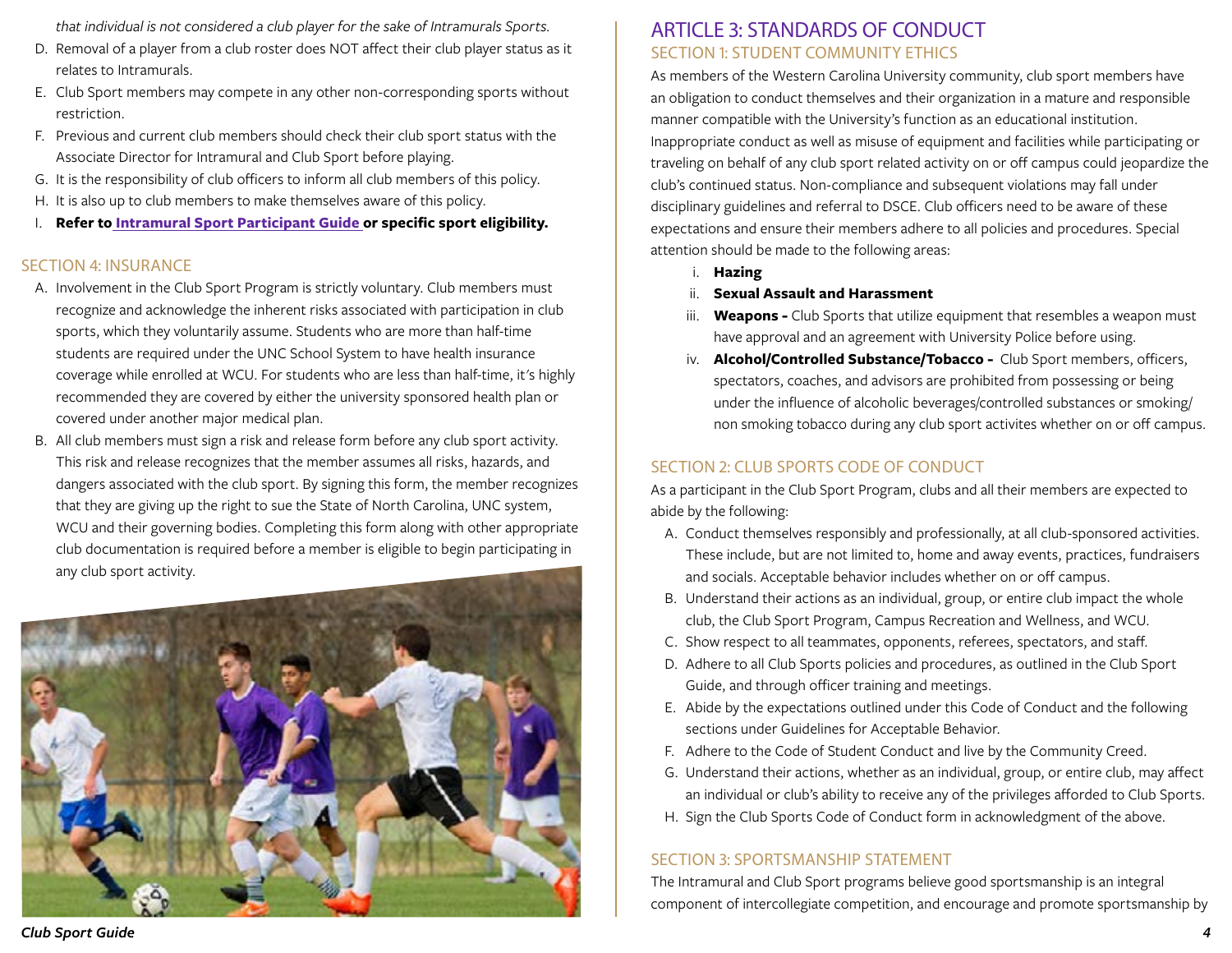*that individual is not considered a club player for the sake of Intramurals Sports.*

D. Removal of a player from a club roster does NOT affect their club player status as it relates to Intramurals.
E. Club Sport members may compete in any other non-corresponding sports without restriction.
F. Previous and current club members should check their club sport status with the Associate Director for Intramural and Club Sport before playing.
G. It is the responsibility of club officers to inform all club members of this policy.
H. It is also up to club members to make themselves aware of this policy.
I. **Refer to Intramural Sport Participant Guide or specific sport eligibility.**

## SECTION 4: INSURANCE

A. Involvement in the Club Sport Program is strictly voluntary. Club members must recognize and acknowledge the inherent risks associated with participation in club sports, which they voluntarily assume. Students who are more than half-time students are required under the UNC School System to have health insurance coverage while enrolled at WCU. For students who are less than half-time, it's highly recommended they are covered by either the university sponsored health plan or covered under another major medical plan.
B. All club members must sign a risk and release form before any club sport activity. This risk and release recognizes that the member assumes all risks, hazards, and dangers associated with the club sport. By signing this form, the member recognizes that they are giving up the right to sue the State of North Carolina, UNC system, WCU and their governing bodies. Completing this form along with other appropriate club documentation is required before a member is eligible to begin participating in any club sport activity.

# ARTICLE 3: STANDARDS OF CONDUCT

## SECTION 1: STUDENT COMMUNITY ETHICS

As members of the Western Carolina University community, club sport members have an obligation to conduct themselves and their organization in a mature and responsible manner compatible with the University's function as an educational institution. Inappropriate conduct as well as misuse of equipment and facilities while participating or traveling on behalf of any club sport related activity on or off campus could jeopardize the club's continued status. Non-compliance and subsequent violations may fall under disciplinary guidelines and referral to DSCE. Club officers need to be aware of these expectations and ensure their members adhere to all policies and procedures. Special attention should be made to the following areas:

i. **Hazing**
ii. **Sexual Assault and Harassment**
iii. **Weapons -** Club Sports that utilize equipment that resembles a weapon must have approval and an agreement with University Police before using.
iv. **Alcohol/Controlled Substance/Tobacco -** Club Sport members, officers, spectators, coaches, and advisors are prohibited from possessing or being under the influence of alcoholic beverages/controlled substances or smoking/non smoking tobacco during any club sport activites whether on or off campus.

## SECTION 2: CLUB SPORTS CODE OF CONDUCT

As a participant in the Club Sport Program, clubs and all their members are expected to abide by the following:

A. Conduct themselves responsibly and professionally, at all club-sponsored activities. These include, but are not limited to, home and away events, practices, fundraisers and socials. Acceptable behavior includes whether on or off campus.
B. Understand their actions as an individual, group, or entire club impact the whole club, the Club Sport Program, Campus Recreation and Wellness, and WCU.
C. Show respect to all teammates, opponents, referees, spectators, and staff.
D. Adhere to all Club Sports policies and procedures, as outlined in the Club Sport Guide, and through officer training and meetings.
E. Abide by the expectations outlined under this Code of Conduct and the following sections under Guidelines for Acceptable Behavior.
F. Adhere to the Code of Student Conduct and live by the Community Creed.
G. Understand their actions, whether as an individual, group, or entire club, may affect an individual or club's ability to receive any of the privileges afforded to Club Sports.
H. Sign the Club Sports Code of Conduct form in acknowledgment of the above.

## SECTION 3: SPORTSMANSHIP STATEMENT

The Intramural and Club Sport programs believe good sportsmanship is an integral component of intercollegiate competition, and encourage and promote sportsmanship by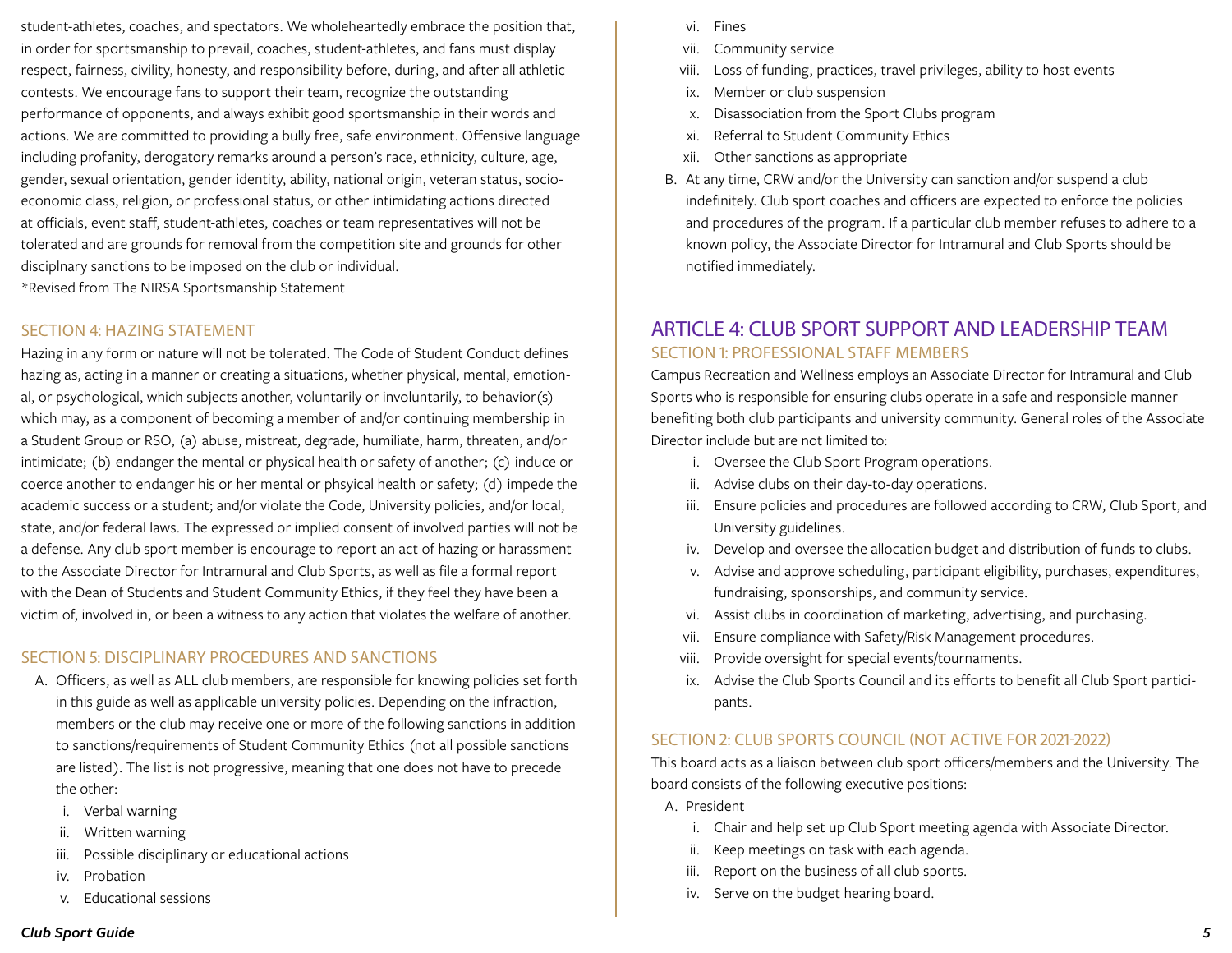student-athletes, coaches, and spectators. We wholeheartedly embrace the position that, in order for sportsmanship to prevail, coaches, student-athletes, and fans must display respect, fairness, civility, honesty, and responsibility before, during, and after all athletic contests. We encourage fans to support their team, recognize the outstanding performance of opponents, and always exhibit good sportsmanship in their words and actions. We are committed to providing a bully free, safe environment. Offensive language including profanity, derogatory remarks around a person's race, ethnicity, culture, age, gender, sexual orientation, gender identity, ability, national origin, veteran status, socio-economic class, religion, or professional status, or other intimidating actions directed at officials, event staff, student-athletes, coaches or team representatives will not be tolerated and are grounds for removal from the competition site and grounds for other disciplnary sanctions to be imposed on the club or individual.
*Revised from The NIRSA Sportsmanship Statement

### SECTION 4: HAZING STATEMENT

Hazing in any form or nature will not be tolerated. The Code of Student Conduct defines hazing as, acting in a manner or creating a situations, whether physical, mental, emotional, or psychological, which subjects another, voluntarily or involuntarily, to behavior(s) which may, as a component of becoming a member of and/or continuing membership in a Student Group or RSO, (a) abuse, mistreat, degrade, humiliate, harm, threaten, and/or intimidate; (b) endanger the mental or physical health or safety of another; (c) induce or coerce another to endanger his or her mental or phsyical health or safety; (d) impede the academic success or a student; and/or violate the Code, University policies, and/or local, state, and/or federal laws. The expressed or implied consent of involved parties will not be a defense. Any club sport member is encourage to report an act of hazing or harassment to the Associate Director for Intramural and Club Sports, as well as file a formal report with the Dean of Students and Student Community Ethics, if they feel they have been a victim of, involved in, or been a witness to any action that violates the welfare of another.

### SECTION 5: DISCIPLINARY PROCEDURES AND SANCTIONS

A. Officers, as well as ALL club members, are responsible for knowing policies set forth in this guide as well as applicable university policies. Depending on the infraction, members or the club may receive one or more of the following sanctions in addition to sanctions/requirements of Student Community Ethics (not all possible sanctions are listed). The list is not progressive, meaning that one does not have to precede the other:
   - i. Verbal warning
   - ii. Written warning
   - iii. Possible disciplinary or educational actions
   - iv. Probation
   - v. Educational sessions
   - vi. Fines
   - vii. Community service
   - viii. Loss of funding, practices, travel privileges, ability to host events
   - ix. Member or club suspension
   - x. Disassociation from the Sport Clubs program
   - xi. Referral to Student Community Ethics
   - xii. Other sanctions as appropriate

B. At any time, CRW and/or the University can sanction and/or suspend a club indefinitely. Club sport coaches and officers are expected to enforce the policies and procedures of the program. If a particular club member refuses to adhere to a known policy, the Associate Director for Intramural and Club Sports should be notified immediately.

## ARTICLE 4: CLUB SPORT SUPPORT AND LEADERSHIP TEAM

### SECTION 1: PROFESSIONAL STAFF MEMBERS

Campus Recreation and Wellness employs an Associate Director for Intramural and Club Sports who is responsible for ensuring clubs operate in a safe and responsible manner benefiting both club participants and university community. General roles of the Associate Director include but are not limited to:

- i. Oversee the Club Sport Program operations.
- ii. Advise clubs on their day-to-day operations.
- iii. Ensure policies and procedures are followed according to CRW, Club Sport, and University guidelines.
- iv. Develop and oversee the allocation budget and distribution of funds to clubs.
- v. Advise and approve scheduling, participant eligibility, purchases, expenditures, fundraising, sponsorships, and community service.
- vi. Assist clubs in coordination of marketing, advertising, and purchasing.
- vii. Ensure compliance with Safety/Risk Management procedures.
- viii. Provide oversight for special events/tournaments.
- ix. Advise the Club Sports Council and its efforts to benefit all Club Sport participants.

### SECTION 2: CLUB SPORTS COUNCIL (NOT ACTIVE FOR 2021-2022)

This board acts as a liaison between club sport officers/members and the University. The board consists of the following executive positions:

A. President
   - i. Chair and help set up Club Sport meeting agenda with Associate Director.
   - ii. Keep meetings on task with each agenda.
   - iii. Report on the business of all club sports.
   - iv. Serve on the budget hearing board.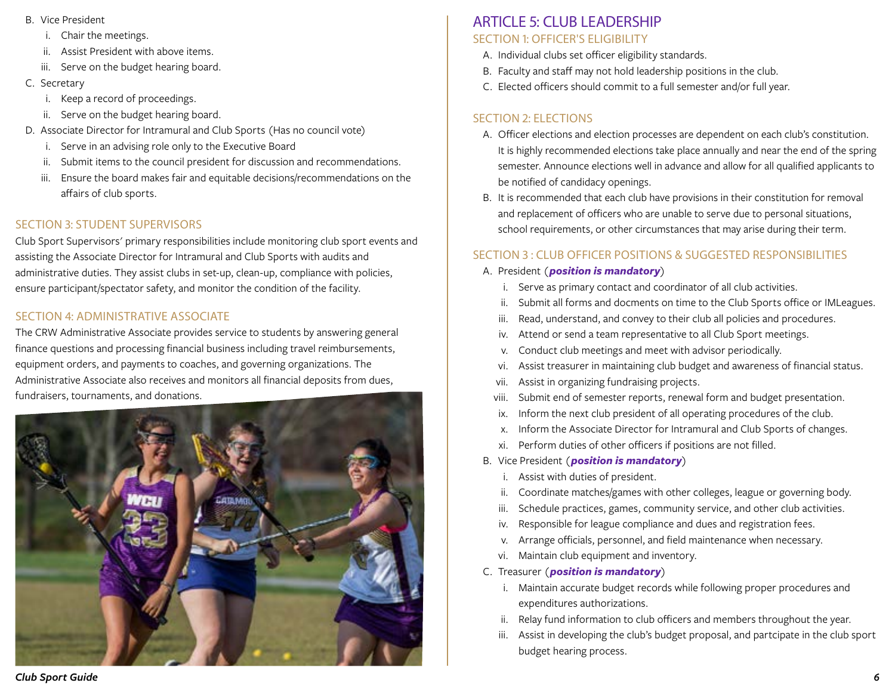B. Vice President
   i. Chair the meetings.
   ii. Assist President with above items.
   iii. Serve on the budget hearing board.

C. Secretary
   i. Keep a record of proceedings.
   ii. Serve on the budget hearing board.

D. Associate Director for Intramural and Club Sports (Has no council vote)
   i. Serve in an advising role only to the Executive Board
   ii. Submit items to the council president for discussion and recommendations.
   iii. Ensure the board makes fair and equitable decisions/recommendations on the affairs of club sports.

### SECTION 3: STUDENT SUPERVISORS

Club Sport Supervisors' primary responsibilities include monitoring club sport events and assisting the Associate Director for Intramural and Club Sports with audits and administrative duties. They assist clubs in set-up, clean-up, compliance with policies, ensure participant/spectator safety, and monitor the condition of the facility.

### SECTION 4: ADMINISTRATIVE ASSOCIATE

The CRW Administrative Associate provides service to students by answering general finance questions and processing financial business including travel reimbursements, equipment orders, and payments to coaches, and governing organizations. The Administrative Associate also receives and monitors all financial deposits from dues, fundraisers, tournaments, and donations.

## ARTICLE 5: CLUB LEADERSHIP

### SECTION 1: OFFICER'S ELIGIBILITY

A. Individual clubs set officer eligibility standards.

B. Faculty and staff may not hold leadership positions in the club.

C. Elected officers should commit to a full semester and/or full year.

### SECTION 2: ELECTIONS

A. Officer elections and election processes are dependent on each club's constitution. It is highly recommended elections take place annually and near the end of the spring semester. Announce elections well in advance and allow for all qualified applicants to be notified of candidacy openings.

B. It is recommended that each club have provisions in their constitution for removal and replacement of officers who are unable to serve due to personal situations, school requirements, or other circumstances that may arise during their term.

### SECTION 3 : CLUB OFFICER POSITIONS & SUGGESTED RESPONSIBILITIES

A. President (***position is mandatory***)
   i. Serve as primary contact and coordinator of all club activities.
   ii. Submit all forms and docments on time to the Club Sports office or IMLeagues.
   iii. Read, understand, and convey to their club all policies and procedures.
   iv. Attend or send a team representative to all Club Sport meetings.
   v. Conduct club meetings and meet with advisor periodically.
   vi. Assist treasurer in maintaining club budget and awareness of financial status.
   vii. Assist in organizing fundraising projects.
   viii. Submit end of semester reports, renewal form and budget presentation.
   ix. Inform the next club president of all operating procedures of the club.
   x. Inform the Associate Director for Intramural and Club Sports of changes.
   xi. Perform duties of other officers if positions are not filled.

B. Vice President (***position is mandatory***)
   i. Assist with duties of president.
   ii. Coordinate matches/games with other colleges, league or governing body.
   iii. Schedule practices, games, community service, and other club activities.
   iv. Responsible for league compliance and dues and registration fees.
   v. Arrange officials, personnel, and field maintenance when necessary.
   vi. Maintain club equipment and inventory.

C. Treasurer (***position is mandatory***)
   i. Maintain accurate budget records while following proper procedures and expenditures authorizations.
   ii. Relay fund information to club officers and members throughout the year.
   iii. Assist in developing the club's budget proposal, and partcipate in the club sport budget hearing process.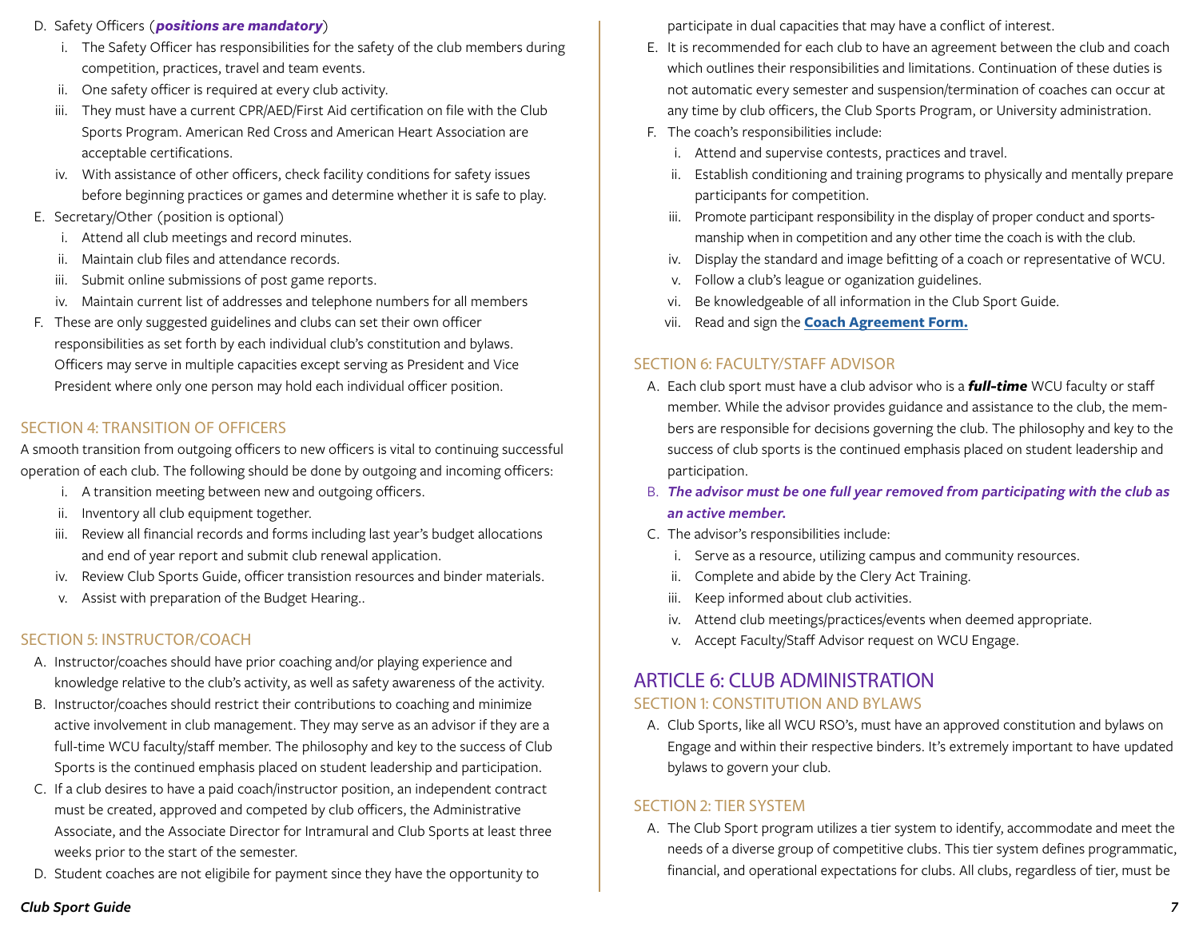D. Safety Officers (***positions are mandatory***)
   i. The Safety Officer has responsibilities for the safety of the club members during competition, practices, travel and team events.
   ii. One safety officer is required at every club activity.
   iii. They must have a current CPR/AED/First Aid certification on file with the Club Sports Program. American Red Cross and American Heart Association are acceptable certifications.
   iv. With assistance of other officers, check facility conditions for safety issues before beginning practices or games and determine whether it is safe to play.

E. Secretary/Other (position is optional)
   i. Attend all club meetings and record minutes.
   ii. Maintain club files and attendance records.
   iii. Submit online submissions of post game reports.
   iv. Maintain current list of addresses and telephone numbers for all members

F. These are only suggested guidelines and clubs can set their own officer responsibilities as set forth by each individual club's constitution and bylaws. Officers may serve in multiple capacities except serving as President and Vice President where only one person may hold each individual officer position.

### SECTION 4: TRANSITION OF OFFICERS

A smooth transition from outgoing officers to new officers is vital to continuing successful operation of each club. The following should be done by outgoing and incoming officers:

   i. A transition meeting between new and outgoing officers.
   ii. Inventory all club equipment together.
   iii. Review all financial records and forms including last year's budget allocations and end of year report and submit club renewal application.
   iv. Review Club Sports Guide, officer transistion resources and binder materials.
   v. Assist with preparation of the Budget Hearing..

### SECTION 5: INSTRUCTOR/COACH

A. Instructor/coaches should have prior coaching and/or playing experience and knowledge relative to the club's activity, as well as safety awareness of the activity.

B. Instructor/coaches should restrict their contributions to coaching and minimize active involvement in club management. They may serve as an advisor if they are a full-time WCU faculty/staff member. The philosophy and key to the success of Club Sports is the continued emphasis placed on student leadership and participation.

C. If a club desires to have a paid coach/instructor position, an independent contract must be created, approved and competed by club officers, the Administrative Associate, and the Associate Director for Intramural and Club Sports at least three weeks prior to the start of the semester.

D. Student coaches are not eligibile for payment since they have the opportunity to participate in dual capacities that may have a conflict of interest.

E. It is recommended for each club to have an agreement between the club and coach which outlines their responsibilities and limitations. Continuation of these duties is not automatic every semester and suspension/termination of coaches can occur at any time by club officers, the Club Sports Program, or University administration.

F. The coach's responsibilities include:
   i. Attend and supervise contests, practices and travel.
   ii. Establish conditioning and training programs to physically and mentally prepare participants for competition.
   iii. Promote participant responsibility in the display of proper conduct and sportsmanship when in competition and any other time the coach is with the club.
   iv. Display the standard and image befitting of a coach or representative of WCU.
   v. Follow a club's league or oganization guidelines.
   vi. Be knowledgeable of all information in the Club Sport Guide.
   vii. Read and sign the **Coach Agreement Form.**

### SECTION 6: FACULTY/STAFF ADVISOR

A. Each club sport must have a club advisor who is a ***full-time*** WCU faculty or staff member. While the advisor provides guidance and assistance to the club, the members are responsible for decisions governing the club. The philosophy and key to the success of club sports is the continued emphasis placed on student leadership and participation.

B. ***The advisor must be one full year removed from participating with the club as an active member.***

C. The advisor's responsibilities include:
   i. Serve as a resource, utilizing campus and community resources.
   ii. Complete and abide by the Clery Act Training.
   iii. Keep informed about club activities.
   iv. Attend club meetings/practices/events when deemed appropriate.
   v. Accept Faculty/Staff Advisor request on WCU Engage.

## ARTICLE 6: CLUB ADMINISTRATION

### SECTION 1: CONSTITUTION AND BYLAWS

A. Club Sports, like all WCU RSO's, must have an approved constitution and bylaws on Engage and within their respective binders. It's extremely important to have updated bylaws to govern your club.

### SECTION 2: TIER SYSTEM

A. The Club Sport program utilizes a tier system to identify, accommodate and meet the needs of a diverse group of competitive clubs. This tier system defines programmatic, financial, and operational expectations for clubs. All clubs, regardless of tier, must be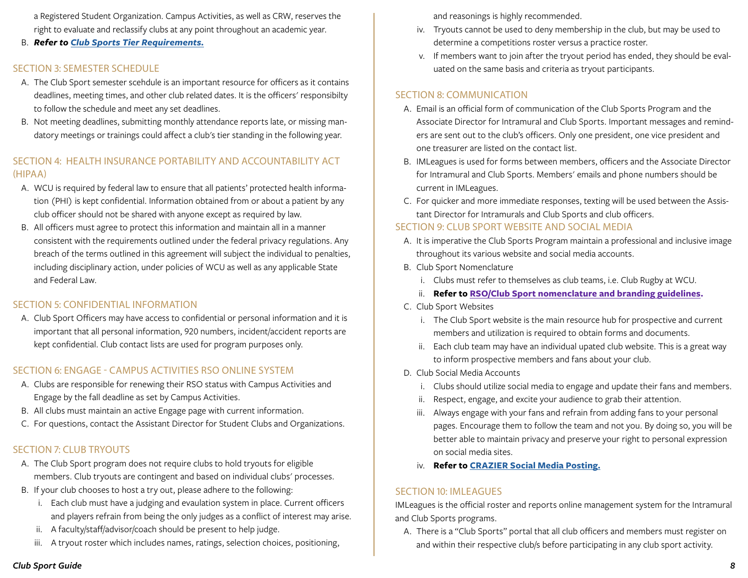a Registered Student Organization. Campus Activities, as well as CRW, reserves the right to evaluate and reclassify clubs at any point throughout an academic year.

B. ***Refer to Club Sports Tier Requirements.***

## SECTION 3: SEMESTER SCHEDULE

A. The Club Sport semester scehdule is an important resource for officers as it contains deadlines, meeting times, and other club related dates. It is the officers' responsibilty to follow the schedule and meet any set deadlines.

B. Not meeting deadlines, submitting monthly attendance reports late, or missing mandatory meetings or trainings could affect a club's tier standing in the following year.

## SECTION 4: HEALTH INSURANCE PORTABILITY AND ACCOUNTABILITY ACT (HIPAA)

A. WCU is required by federal law to ensure that all patients' protected health information (PHI) is kept confidential. Information obtained from or about a patient by any club officer should not be shared with anyone except as required by law.

B. All officers must agree to protect this information and maintain all in a manner consistent with the requirements outlined under the federal privacy regulations. Any breach of the terms outlined in this agreement will subject the individual to penalties, including disciplinary action, under policies of WCU as well as any applicable State and Federal Law.

## SECTION 5: CONFIDENTIAL INFORMATION

A. Club Sport Officers may have access to confidential or personal information and it is important that all personal information, 920 numbers, incident/accident reports are kept confidential. Club contact lists are used for program purposes only.

## SECTION 6: ENGAGE - CAMPUS ACTIVITIES RSO ONLINE SYSTEM

A. Clubs are responsible for renewing their RSO status with Campus Activities and Engage by the fall deadline as set by Campus Activities.

B. All clubs must maintain an active Engage page with current information.

C. For questions, contact the Assistant Director for Student Clubs and Organizations.

## SECTION 7: CLUB TRYOUTS

A. The Club Sport program does not require clubs to hold tryouts for eligible members. Club tryouts are contingent and based on individual clubs' processes.

B. If your club chooses to host a try out, please adhere to the following:

   i. Each club must have a judging and evaulation system in place. Current officers and players refrain from being the only judges as a conflict of interest may arise.

   ii. A faculty/staff/advisor/coach should be present to help judge.

   iii. A tryout roster which includes names, ratings, selection choices, positioning, and reasonings is highly recommended.

   iv. Tryouts cannot be used to deny membership in the club, but may be used to determine a competitions roster versus a practice roster.

   v. If members want to join after the tryout period has ended, they should be evaluated on the same basis and criteria as tryout participants.

## SECTION 8: COMMUNICATION

A. Email is an official form of communication of the Club Sports Program and the Associate Director for Intramural and Club Sports. Important messages and reminders are sent out to the club's officers. Only one president, one vice president and one treasurer are listed on the contact list.

B. IMLeagues is used for forms between members, officers and the Associate Director for Intramural and Club Sports. Members' emails and phone numbers should be current in IMLeagues.

C. For quicker and more immediate responses, texting will be used between the Assistant Director for Intramurals and Club Sports and club officers.

## SECTION 9: CLUB SPORT WEBSITE AND SOCIAL MEDIA

A. It is imperative the Club Sports Program maintain a professional and inclusive image throughout its various website and social media accounts.

B. Club Sport Nomenclature

   i. Clubs must refer to themselves as club teams, i.e. Club Rugby at WCU.

   ii. **Refer to RSO/Club Sport nomenclature and branding guidelines.**

C. Club Sport Websites

   i. The Club Sport website is the main resource hub for prospective and current members and utilization is required to obtain forms and documents.

   ii. Each club team may have an individual upated club website. This is a great way to inform prospective members and fans about your club.

D. Club Social Media Accounts

   i. Clubs should utilize social media to engage and update their fans and members.

   ii. Respect, engage, and excite your audience to grab their attention.

   iii. Always engage with your fans and refrain from adding fans to your personal pages. Encourage them to follow the team and not you. By doing so, you will be better able to maintain privacy and preserve your right to personal expression on social media sites.

   iv. **Refer to CRAZIER Social Media Posting.**

## SECTION 10: IMLEAGUES

IMLeagues is the official roster and reports online management system for the Intramural and Club Sports programs.

A. There is a "Club Sports" portal that all club officers and members must register on and within their respective club/s before participating in any club sport activity.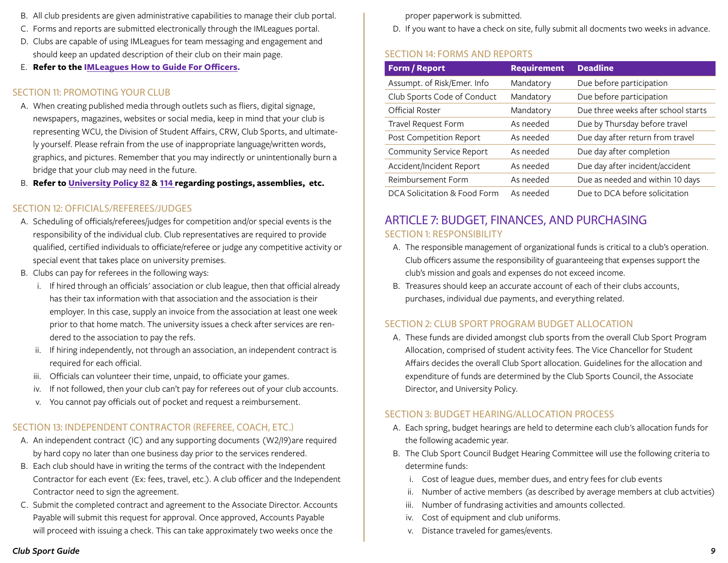B. All club presidents are given administrative capabilities to manage their club portal.
C. Forms and reports are submitted electronically through the IMLeagues portal.
D. Clubs are capable of using IMLeagues for team messaging and engagement and should keep an updated description of their club on their main page.
E. **Refer to the IMLeagues How to Guide For Officers.**

### SECTION 11: PROMOTING YOUR CLUB

A. When creating published media through outlets such as fliers, digital signage, newspapers, magazines, websites or social media, keep in mind that your club is representing WCU, the Division of Student Affairs, CRW, Club Sports, and ultimately yourself. Please refrain from the use of inappropriate language/written words, graphics, and pictures. Remember that you may indirectly or unintentionally burn a bridge that your club may need in the future.
B. **Refer to University Policy 82 & 114 regarding postings, assemblies, etc.**

### SECTION 12: OFFICIALS/REFEREES/JUDGES

A. Scheduling of officials/referees/judges for competition and/or special events is the responsibility of the individual club. Club representatives are required to provide qualified, certified individuals to officiate/referee or judge any competitive activity or special event that takes place on university premises.
B. Clubs can pay for referees in the following ways:
   i. If hired through an officials' association or club league, then that official already has their tax information with that association and the association is their employer. In this case, supply an invoice from the association at least one week prior to that home match. The university issues a check after services are rendered to the association to pay the refs.
   ii. If hiring independently, not through an association, an independent contract is required for each official.
   iii. Officials can volunteer their time, unpaid, to officiate your games.
   iv. If not followed, then your club can't pay for referees out of your club accounts.
   v. You cannot pay officials out of pocket and request a reimbursement.

### SECTION 13: INDEPENDENT CONTRACTOR (REFEREE, COACH, ETC.)

A. An independent contract (IC) and any supporting documents (W2/I9)are required by hard copy no later than one business day prior to the services rendered.
B. Each club should have in writing the terms of the contract with the Independent Contractor for each event (Ex: fees, travel, etc.). A club officer and the Independent Contractor need to sign the agreement.
C. Submit the completed contract and agreement to the Associate Director. Accounts Payable will submit this request for approval. Once approved, Accounts Payable will proceed with issuing a check. This can take approximately two weeks once the proper paperwork is submitted.
D. If you want to have a check on site, fully submit all docments two weeks in advance.

### SECTION 14: FORMS AND REPORTS

| Form / Report | Requirement | Deadline |
|---|---|---|
| Assumpt. of Risk/Emer. Info | Mandatory | Due before participation |
| Club Sports Code of Conduct | Mandatory | Due before participation |
| Official Roster | Mandatory | Due three weeks after school starts |
| Travel Request Form | As needed | Due by Thursday before travel |
| Post Competition Report | As needed | Due day after return from travel |
| Community Service Report | As needed | Due day after completion |
| Accident/Incident Report | As needed | Due day after incident/accident |
| Reimbursement Form | As needed | Due as needed and within 10 days |
| DCA Solicitation & Food Form | As needed | Due to DCA before solicitation |

## ARTICLE 7: BUDGET, FINANCES, AND PURCHASING

### SECTION 1: RESPONSIBILITY

A. The responsible management of organizational funds is critical to a club's operation. Club officers assume the responsibility of guaranteeing that expenses support the club's mission and goals and expenses do not exceed income.
B. Treasures should keep an accurate account of each of their clubs accounts, purchases, individual due payments, and everything related.

### SECTION 2: CLUB SPORT PROGRAM BUDGET ALLOCATION

A. These funds are divided amongst club sports from the overall Club Sport Program Allocation, comprised of student activity fees. The Vice Chancellor for Student Affairs decides the overall Club Sport allocation. Guidelines for the allocation and expenditure of funds are determined by the Club Sports Council, the Associate Director, and University Policy.

### SECTION 3: BUDGET HEARING/ALLOCATION PROCESS

A. Each spring, budget hearings are held to determine each club's allocation funds for the following academic year.
B. The Club Sport Council Budget Hearing Committee will use the following criteria to determine funds:
   i. Cost of league dues, member dues, and entry fees for club events
   ii. Number of active members (as described by average members at club actvities)
   iii. Number of fundrasing activities and amounts collected.
   iv. Cost of equipment and club uniforms.
   v. Distance traveled for games/events.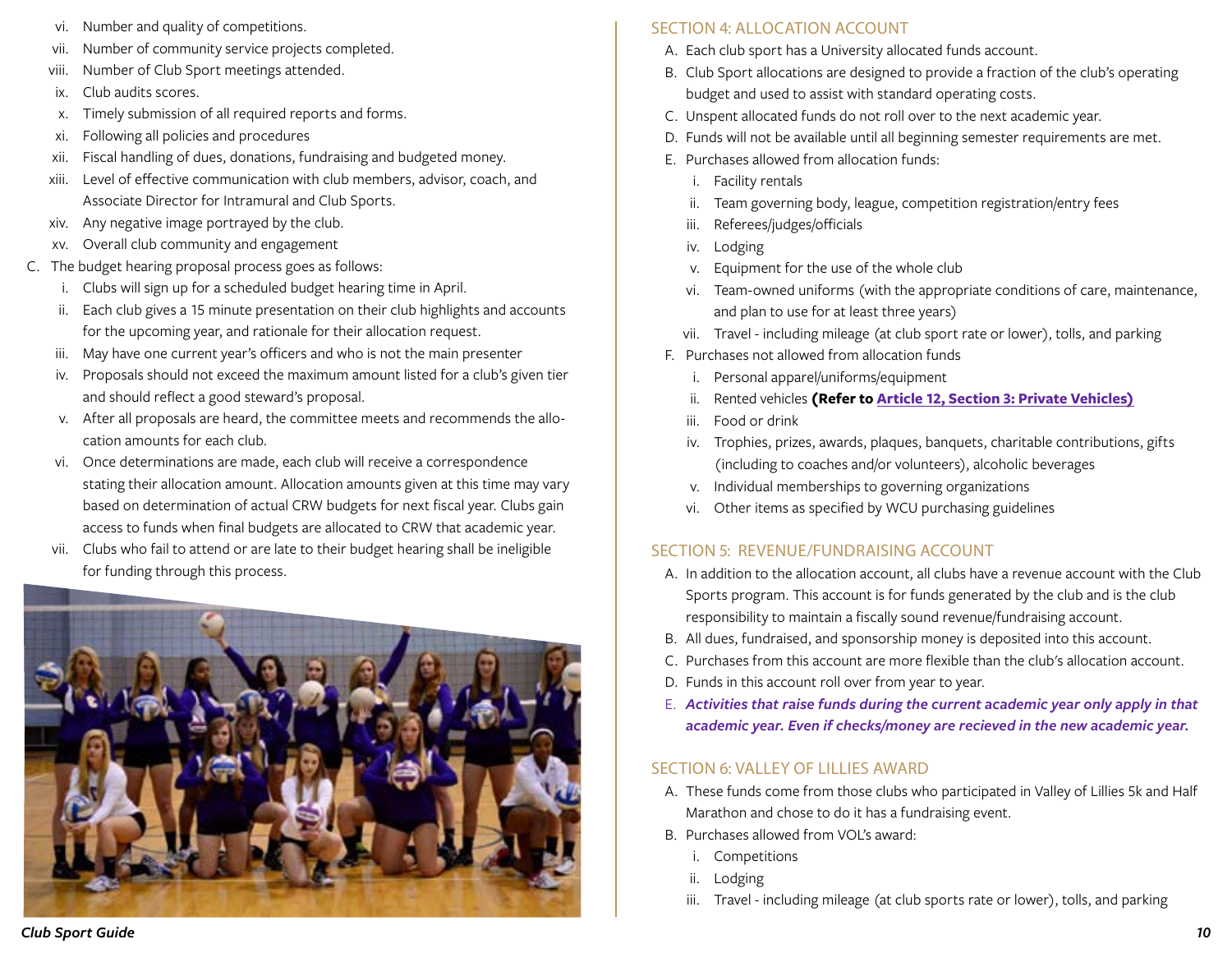vi. Number and quality of competitions.
vii. Number of community service projects completed.
viii. Number of Club Sport meetings attended.
ix. Club audits scores.
x. Timely submission of all required reports and forms.
xi. Following all policies and procedures
xii. Fiscal handling of dues, donations, fundraising and budgeted money.
xiii. Level of effective communication with club members, advisor, coach, and Associate Director for Intramural and Club Sports.
xiv. Any negative image portrayed by the club.
xv. Overall club community and engagement

C. The budget hearing proposal process goes as follows:
   i. Clubs will sign up for a scheduled budget hearing time in April.
   ii. Each club gives a 15 minute presentation on their club highlights and accounts for the upcoming year, and rationale for their allocation request.
   iii. May have one current year's officers and who is not the main presenter
   iv. Proposals should not exceed the maximum amount listed for a club's given tier and should reflect a good steward's proposal.
   v. After all proposals are heard, the committee meets and recommends the allocation amounts for each club.
   vi. Once determinations are made, each club will receive a correspondence stating their allocation amount. Allocation amounts given at this time may vary based on determination of actual CRW budgets for next fiscal year. Clubs gain access to funds when final budgets are allocated to CRW that academic year.
   vii. Clubs who fail to attend or are late to their budget hearing shall be ineligible for funding through this process.

## SECTION 4: ALLOCATION ACCOUNT

A. Each club sport has a University allocated funds account.
B. Club Sport allocations are designed to provide a fraction of the club's operating budget and used to assist with standard operating costs.
C. Unspent allocated funds do not roll over to the next academic year.
D. Funds will not be available until all beginning semester requirements are met.
E. Purchases allowed from allocation funds:
   i. Facility rentals
   ii. Team governing body, league, competition registration/entry fees
   iii. Referees/judges/officials
   iv. Lodging
   v. Equipment for the use of the whole club
   vi. Team-owned uniforms (with the appropriate conditions of care, maintenance, and plan to use for at least three years)
   vii. Travel - including mileage (at club sport rate or lower), tolls, and parking
F. Purchases not allowed from allocation funds
   i. Personal apparel/uniforms/equipment
   ii. Rented vehicles **(Refer to Article 12, Section 3: Private Vehicles)**
   iii. Food or drink
   iv. Trophies, prizes, awards, plaques, banquets, charitable contributions, gifts (including to coaches and/or volunteers), alcoholic beverages
   v. Individual memberships to governing organizations
   vi. Other items as specified by WCU purchasing guidelines

## SECTION 5: REVENUE/FUNDRAISING ACCOUNT

A. In addition to the allocation account, all clubs have a revenue account with the Club Sports program. This account is for funds generated by the club and is the club responsibility to maintain a fiscally sound revenue/fundraising account.
B. All dues, fundraised, and sponsorship money is deposited into this account.
C. Purchases from this account are more flexible than the club's allocation account.
D. Funds in this account roll over from year to year.
E. ***Activities that raise funds during the current academic year only apply in that academic year. Even if checks/money are recieved in the new academic year.***

## SECTION 6: VALLEY OF LILLIES AWARD

A. These funds come from those clubs who participated in Valley of Lillies 5k and Half Marathon and chose to do it has a fundraising event.
B. Purchases allowed from VOL's award:
   i. Competitions
   ii. Lodging
   iii. Travel - including mileage (at club sports rate or lower), tolls, and parking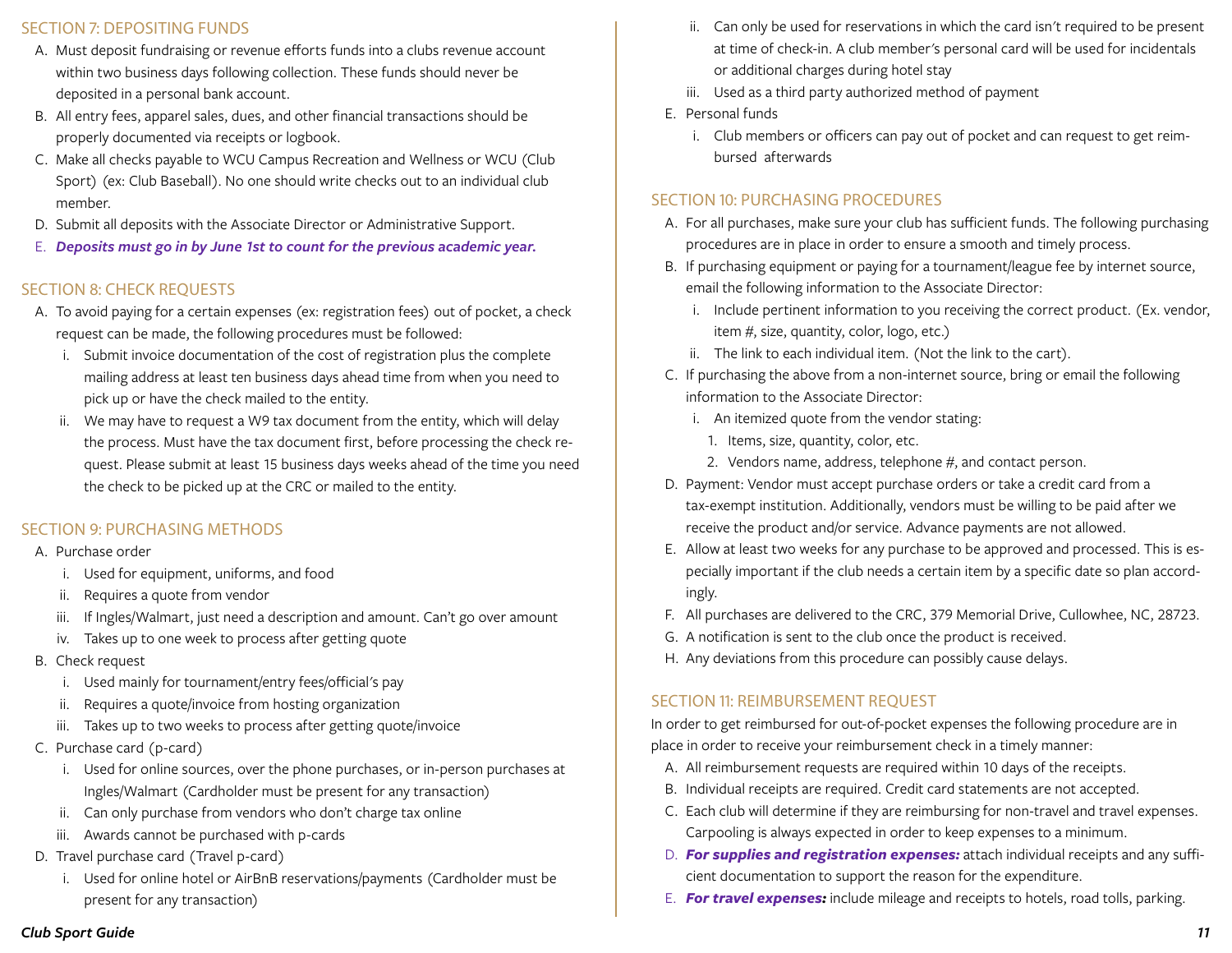## SECTION 7: DEPOSITING FUNDS

A. Must deposit fundraising or revenue efforts funds into a clubs revenue account within two business days following collection. These funds should never be deposited in a personal bank account.

B. All entry fees, apparel sales, dues, and other financial transactions should be properly documented via receipts or logbook.

C. Make all checks payable to WCU Campus Recreation and Wellness or WCU (Club Sport) (ex: Club Baseball). No one should write checks out to an individual club member.

D. Submit all deposits with the Associate Director or Administrative Support.

E. ***Deposits must go in by June 1st to count for the previous academic year.***

## SECTION 8: CHECK REQUESTS

A. To avoid paying for a certain expenses (ex: registration fees) out of pocket, a check request can be made, the following procedures must be followed:
   i. Submit invoice documentation of the cost of registration plus the complete mailing address at least ten business days ahead time from when you need to pick up or have the check mailed to the entity.
   ii. We may have to request a W9 tax document from the entity, which will delay the process. Must have the tax document first, before processing the check request. Please submit at least 15 business days weeks ahead of the time you need the check to be picked up at the CRC or mailed to the entity.

## SECTION 9: PURCHASING METHODS

A. Purchase order
   i. Used for equipment, uniforms, and food
   ii. Requires a quote from vendor
   iii. If Ingles/Walmart, just need a description and amount. Can't go over amount
   iv. Takes up to one week to process after getting quote

B. Check request
   i. Used mainly for tournament/entry fees/official's pay
   ii. Requires a quote/invoice from hosting organization
   iii. Takes up to two weeks to process after getting quote/invoice

C. Purchase card (p-card)
   i. Used for online sources, over the phone purchases, or in-person purchases at Ingles/Walmart (Cardholder must be present for any transaction)
   ii. Can only purchase from vendors who don't charge tax online
   iii. Awards cannot be purchased with p-cards

D. Travel purchase card (Travel p-card)
   i. Used for online hotel or AirBnB reservations/payments (Cardholder must be present for any transaction)
   ii. Can only be used for reservations in which the card isn't required to be present at time of check-in. A club member's personal card will be used for incidentals or additional charges during hotel stay
   iii. Used as a third party authorized method of payment

E. Personal funds
   i. Club members or officers can pay out of pocket and can request to get reimbursed afterwards

## SECTION 10: PURCHASING PROCEDURES

A. For all purchases, make sure your club has sufficient funds. The following purchasing procedures are in place in order to ensure a smooth and timely process.

B. If purchasing equipment or paying for a tournament/league fee by internet source, email the following information to the Associate Director:
   i. Include pertinent information to you receiving the correct product. (Ex. vendor, item #, size, quantity, color, logo, etc.)
   ii. The link to each individual item. (Not the link to the cart).

C. If purchasing the above from a non-internet source, bring or email the following information to the Associate Director:
   i. An itemized quote from the vendor stating:
      1. Items, size, quantity, color, etc.
      2. Vendors name, address, telephone #, and contact person.

D. Payment: Vendor must accept purchase orders or take a credit card from a tax-exempt institution. Additionally, vendors must be willing to be paid after we receive the product and/or service. Advance payments are not allowed.

E. Allow at least two weeks for any purchase to be approved and processed. This is especially important if the club needs a certain item by a specific date so plan accordingly.

F. All purchases are delivered to the CRC, 379 Memorial Drive, Cullowhee, NC, 28723.

G. A notification is sent to the club once the product is received.

H. Any deviations from this procedure can possibly cause delays.

## SECTION 11: REIMBURSEMENT REQUEST

In order to get reimbursed for out-of-pocket expenses the following procedure are in place in order to receive your reimbursement check in a timely manner:

A. All reimbursement requests are required within 10 days of the receipts.

B. Individual receipts are required. Credit card statements are not accepted.

C. Each club will determine if they are reimbursing for non-travel and travel expenses. Carpooling is always expected in order to keep expenses to a minimum.

D. ***For supplies and registration expenses:*** attach individual receipts and any sufficient documentation to support the reason for the expenditure.

E. ***For travel expenses:*** include mileage and receipts to hotels, road tolls, parking.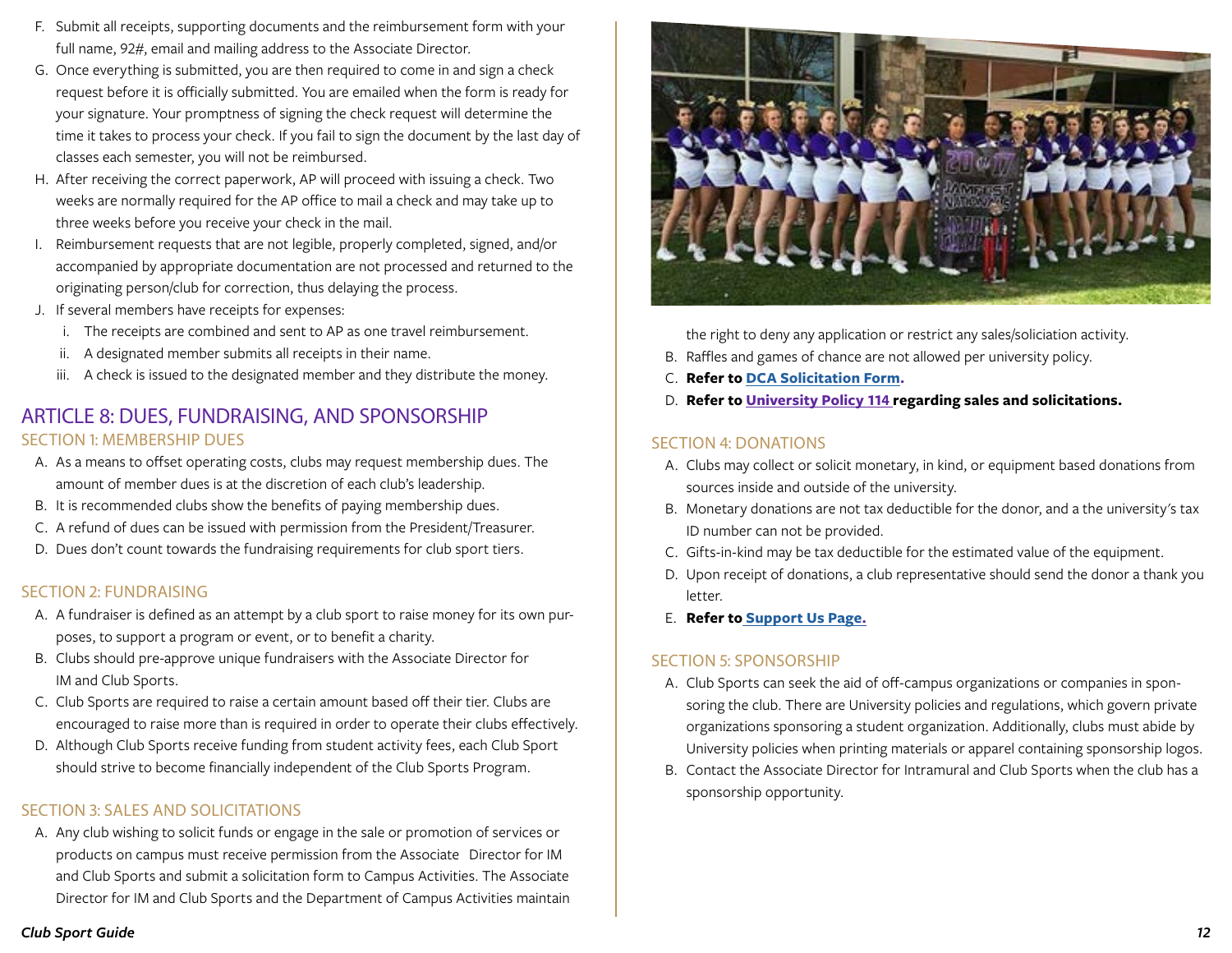F. Submit all receipts, supporting documents and the reimbursement form with your full name, 92#, email and mailing address to the Associate Director.
G. Once everything is submitted, you are then required to come in and sign a check request before it is officially submitted. You are emailed when the form is ready for your signature. Your promptness of signing the check request will determine the time it takes to process your check. If you fail to sign the document by the last day of classes each semester, you will not be reimbursed.
H. After receiving the correct paperwork, AP will proceed with issuing a check. Two weeks are normally required for the AP office to mail a check and may take up to three weeks before you receive your check in the mail.
I. Reimbursement requests that are not legible, properly completed, signed, and/or accompanied by appropriate documentation are not processed and returned to the originating person/club for correction, thus delaying the process.
J. If several members have receipts for expenses:
   i. The receipts are combined and sent to AP as one travel reimbursement.
   ii. A designated member submits all receipts in their name.
   iii. A check is issued to the designated member and they distribute the money.

# ARTICLE 8: DUES, FUNDRAISING, AND SPONSORSHIP

## SECTION 1: MEMBERSHIP DUES

A. As a means to offset operating costs, clubs may request membership dues. The amount of member dues is at the discretion of each club's leadership.
B. It is recommended clubs show the benefits of paying membership dues.
C. A refund of dues can be issued with permission from the President/Treasurer.
D. Dues don't count towards the fundraising requirements for club sport tiers.

## SECTION 2: FUNDRAISING

A. A fundraiser is defined as an attempt by a club sport to raise money for its own purposes, to support a program or event, or to benefit a charity.
B. Clubs should pre-approve unique fundraisers with the Associate Director for IM and Club Sports.
C. Club Sports are required to raise a certain amount based off their tier. Clubs are encouraged to raise more than is required in order to operate their clubs effectively.
D. Although Club Sports receive funding from student activity fees, each Club Sport should strive to become financially independent of the Club Sports Program.

## SECTION 3: SALES AND SOLICITATIONS

A. Any club wishing to solicit funds or engage in the sale or promotion of services or products on campus must receive permission from the Associate Director for IM and Club Sports and submit a solicitation form to Campus Activities. The Associate Director for IM and Club Sports and the Department of Campus Activities maintain the right to deny any application or restrict any sales/soliciation activity.
B. Raffles and games of chance are not allowed per university policy.
C. **Refer to DCA Solicitation Form.**
D. **Refer to University Policy 114 regarding sales and solicitations.**

## SECTION 4: DONATIONS

A. Clubs may collect or solicit monetary, in kind, or equipment based donations from sources inside and outside of the university.
B. Monetary donations are not tax deductible for the donor, and a the university's tax ID number can not be provided.
C. Gifts-in-kind may be tax deductible for the estimated value of the equipment.
D. Upon receipt of donations, a club representative should send the donor a thank you letter.
E. **Refer to Support Us Page.**

## SECTION 5: SPONSORSHIP

A. Club Sports can seek the aid of off-campus organizations or companies in sponsoring the club. There are University policies and regulations, which govern private organizations sponsoring a student organization. Additionally, clubs must abide by University policies when printing materials or apparel containing sponsorship logos.
B. Contact the Associate Director for Intramural and Club Sports when the club has a sponsorship opportunity.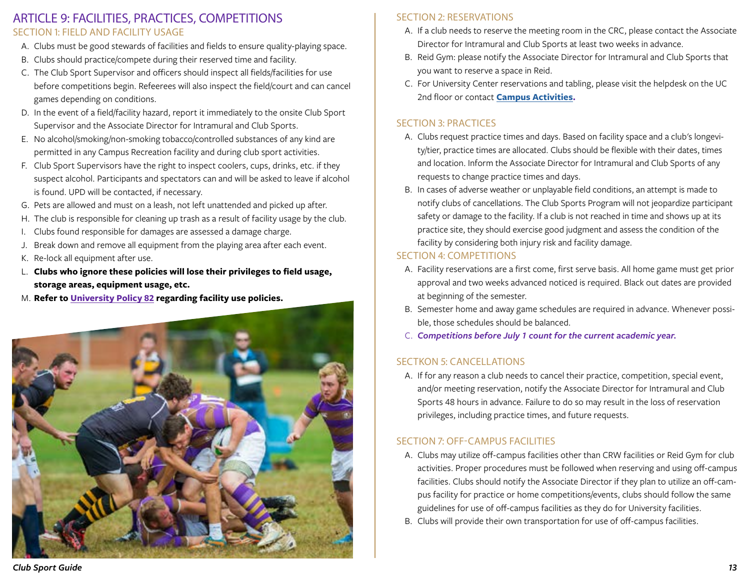# ARTICLE 9: FACILITIES, PRACTICES, COMPETITIONS

## SECTION 1: FIELD AND FACILITY USAGE

A. Clubs must be good stewards of facilities and fields to ensure quality-playing space.
B. Clubs should practice/compete during their reserved time and facility.
C. The Club Sport Supervisor and officers should inspect all fields/facilities for use before competitions begin. Refeerees will also inspect the field/court and can cancel games depending on conditions.
D. In the event of a field/facility hazard, report it immediately to the onsite Club Sport Supervisor and the Associate Director for Intramural and Club Sports.
E. No alcohol/smoking/non-smoking tobacco/controlled substances of any kind are permitted in any Campus Recreation facility and during club sport activities.
F. Club Sport Supervisors have the right to inspect coolers, cups, drinks, etc. if they suspect alcohol. Participants and spectators can and will be asked to leave if alcohol is found. UPD will be contacted, if necessary.
G. Pets are allowed and must on a leash, not left unattended and picked up after.
H. The club is responsible for cleaning up trash as a result of facility usage by the club.
I. Clubs found responsible for damages are assessed a damage charge.
J. Break down and remove all equipment from the playing area after each event.
K. Re-lock all equipment after use.
L. **Clubs who ignore these policies will lose their privileges to field usage, storage areas, equipment usage, etc.**
M. **Refer to University Policy 82 regarding facility use policies.**

## SECTION 2: RESERVATIONS

A. If a club needs to reserve the meeting room in the CRC, please contact the Associate Director for Intramural and Club Sports at least two weeks in advance.
B. Reid Gym: please notify the Associate Director for Intramural and Club Sports that you want to reserve a space in Reid.
C. For University Center reservations and tabling, please visit the helpdesk on the UC 2nd floor or contact **Campus Activities.**

## SECTION 3: PRACTICES

A. Clubs request practice times and days. Based on facility space and a club's longevity/tier, practice times are allocated. Clubs should be flexible with their dates, times and location. Inform the Associate Director for Intramural and Club Sports of any requests to change practice times and days.
B. In cases of adverse weather or unplayable field conditions, an attempt is made to notify clubs of cancellations. The Club Sports Program will not jeopardize participant safety or damage to the facility. If a club is not reached in time and shows up at its practice site, they should exercise good judgment and assess the condition of the facility by considering both injury risk and facility damage.

## SECTION 4: COMPETITIONS

A. Facility reservations are a first come, first serve basis. All home game must get prior approval and two weeks advanced noticed is required. Black out dates are provided at beginning of the semester.
B. Semester home and away game schedules are required in advance. Whenever possible, those schedules should be balanced.
C. ***Competitions before July 1 count for the current academic year.***

## SECTKON 5: CANCELLATIONS

A. If for any reason a club needs to cancel their practice, competition, special event, and/or meeting reservation, notify the Associate Director for Intramural and Club Sports 48 hours in advance. Failure to do so may result in the loss of reservation privileges, including practice times, and future requests.

## SECTION 7: OFF-CAMPUS FACILITIES

A. Clubs may utilize off-campus facilities other than CRW facilities or Reid Gym for club activities. Proper procedures must be followed when reserving and using off-campus facilities. Clubs should notify the Associate Director if they plan to utilize an off-campus facility for practice or home competitions/events, clubs should follow the same guidelines for use of off-campus facilities as they do for University facilities.
B. Clubs will provide their own transportation for use of off-campus facilities.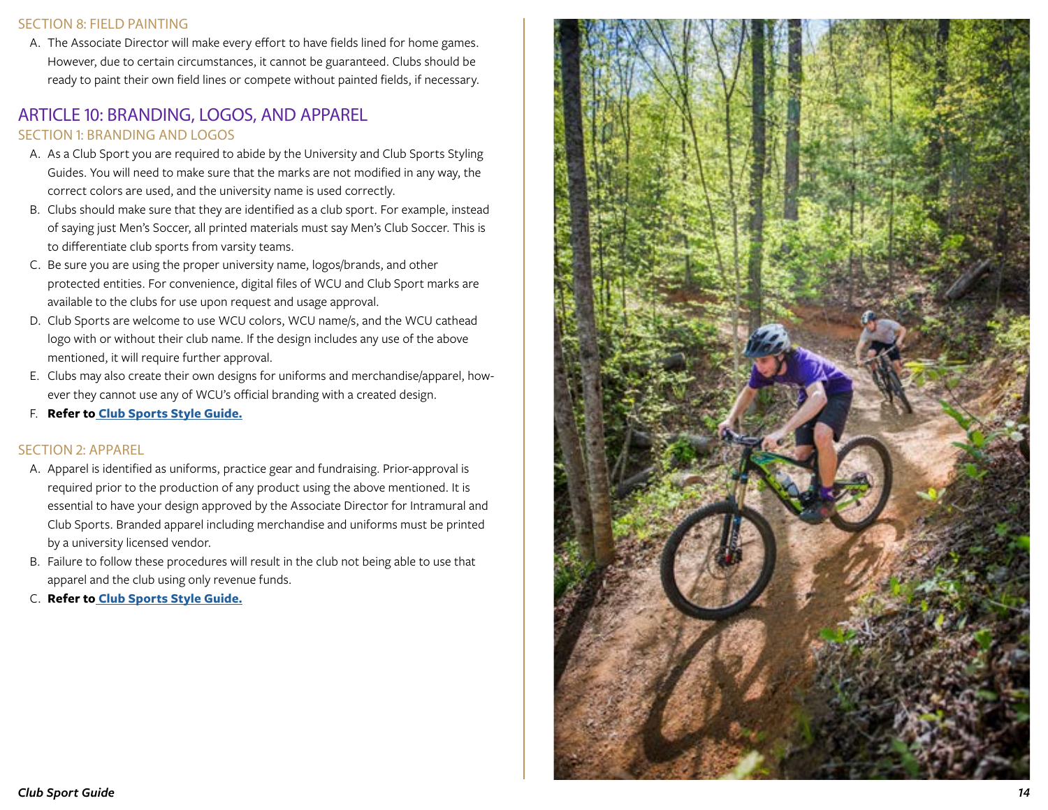### SECTION 8: FIELD PAINTING

A. The Associate Director will make every effort to have fields lined for home games. However, due to certain circumstances, it cannot be guaranteed. Clubs should be ready to paint their own field lines or compete without painted fields, if necessary.

## ARTICLE 10: BRANDING, LOGOS, AND APPAREL

### SECTION 1: BRANDING AND LOGOS

A. As a Club Sport you are required to abide by the University and Club Sports Styling Guides. You will need to make sure that the marks are not modified in any way, the correct colors are used, and the university name is used correctly.

B. Clubs should make sure that they are identified as a club sport. For example, instead of saying just Men's Soccer, all printed materials must say Men's Club Soccer. This is to differentiate club sports from varsity teams.

C. Be sure you are using the proper university name, logos/brands, and other protected entities. For convenience, digital files of WCU and Club Sport marks are available to the clubs for use upon request and usage approval.

D. Club Sports are welcome to use WCU colors, WCU name/s, and the WCU cathead logo with or without their club name. If the design includes any use of the above mentioned, it will require further approval.

E. Clubs may also create their own designs for uniforms and merchandise/apparel, however they cannot use any of WCU's official branding with a created design.

F. **Refer to Club Sports Style Guide.**

### SECTION 2: APPAREL

A. Apparel is identified as uniforms, practice gear and fundraising. Prior-approval is required prior to the production of any product using the above mentioned. It is essential to have your design approved by the Associate Director for Intramural and Club Sports. Branded apparel including merchandise and uniforms must be printed by a university licensed vendor.

B. Failure to follow these procedures will result in the club not being able to use that apparel and the club using only revenue funds.

C. **Refer to Club Sports Style Guide.**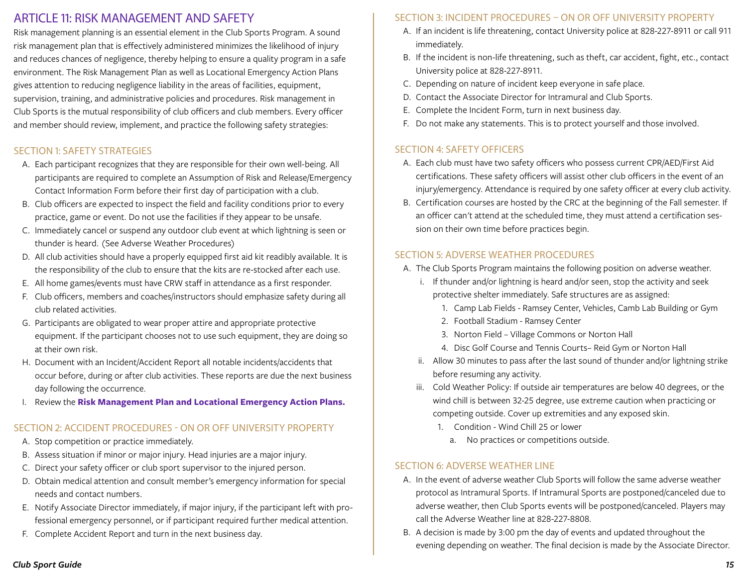# ARTICLE 11: RISK MANAGEMENT AND SAFETY

Risk management planning is an essential element in the Club Sports Program. A sound risk management plan that is effectively administered minimizes the likelihood of injury and reduces chances of negligence, thereby helping to ensure a quality program in a safe environment. The Risk Management Plan as well as Locational Emergency Action Plans gives attention to reducing negligence liability in the areas of facilities, equipment, supervision, training, and administrative policies and procedures. Risk management in Club Sports is the mutual responsibility of club officers and club members. Every officer and member should review, implement, and practice the following safety strategies:

## SECTION 1: SAFETY STRATEGIES

A. Each participant recognizes that they are responsible for their own well-being. All participants are required to complete an Assumption of Risk and Release/Emergency Contact Information Form before their first day of participation with a club.
B. Club officers are expected to inspect the field and facility conditions prior to every practice, game or event. Do not use the facilities if they appear to be unsafe.
C. Immediately cancel or suspend any outdoor club event at which lightning is seen or thunder is heard. (See Adverse Weather Procedures)
D. All club activities should have a properly equipped first aid kit readily available. It is the responsibility of the club to ensure that the kits are re-stocked after each use.
E. All home games/events must have CRW staff in attendance as a first responder.
F. Club officers, members and coaches/instructors should emphasize safety during all club related activities.
G. Participants are obligated to wear proper attire and appropriate protective equipment. If the participant chooses not to use such equipment, they are doing so at their own risk.
H. Document with an Incident/Accident Report all notable incidents/accidents that occur before, during or after club activities. These reports are due the next business day following the occurrence.
I. Review the **Risk Management Plan and Locational Emergency Action Plans.**

## SECTION 2: ACCIDENT PROCEDURES - ON OR OFF UNIVERSITY PROPERTY

A. Stop competition or practice immediately.
B. Assess situation if minor or major injury. Head injuries are a major injury.
C. Direct your safety officer or club sport supervisor to the injured person.
D. Obtain medical attention and consult member's emergency information for special needs and contact numbers.
E. Notify Associate Director immediately, if major injury, if the participant left with professional emergency personnel, or if participant required further medical attention.
F. Complete Accident Report and turn in the next business day.

## SECTION 3: INCIDENT PROCEDURES – ON OR OFF UNIVERSITY PROPERTY

A. If an incident is life threatening, contact University police at 828-227-8911 or call 911 immediately.
B. If the incident is non-life threatening, such as theft, car accident, fight, etc., contact University police at 828-227-8911.
C. Depending on nature of incident keep everyone in safe place.
D. Contact the Associate Director for Intramural and Club Sports.
E. Complete the Incident Form, turn in next business day.
F. Do not make any statements. This is to protect yourself and those involved.

## SECTION 4: SAFETY OFFICERS

A. Each club must have two safety officers who possess current CPR/AED/First Aid certifications. These safety officers will assist other club officers in the event of an injury/emergency. Attendance is required by one safety officer at every club activity.
B. Certification courses are hosted by the CRC at the beginning of the Fall semester. If an officer can't attend at the scheduled time, they must attend a certification session on their own time before practices begin.

## SECTION 5: ADVERSE WEATHER PROCEDURES

A. The Club Sports Program maintains the following position on adverse weather.
   i. If thunder and/or lightning is heard and/or seen, stop the activity and seek protective shelter immediately. Safe structures are as assigned:
      1. Camp Lab Fields - Ramsey Center, Vehicles, Camb Lab Building or Gym
      2. Football Stadium - Ramsey Center
      3. Norton Field – Village Commons or Norton Hall
      4. Disc Golf Course and Tennis Courts– Reid Gym or Norton Hall
   ii. Allow 30 minutes to pass after the last sound of thunder and/or lightning strike before resuming any activity.
   iii. Cold Weather Policy: If outside air temperatures are below 40 degrees, or the wind chill is between 32-25 degree, use extreme caution when practicing or competing outside. Cover up extremities and any exposed skin.
      1. Condition - Wind Chill 25 or lower
         a. No practices or competitions outside.

## SECTION 6: ADVERSE WEATHER LINE

A. In the event of adverse weather Club Sports will follow the same adverse weather protocol as Intramural Sports. If Intramural Sports are postponed/canceled due to adverse weather, then Club Sports events will be postponed/canceled. Players may call the Adverse Weather line at 828-227-8808.
B. A decision is made by 3:00 pm the day of events and updated throughout the evening depending on weather. The final decision is made by the Associate Director.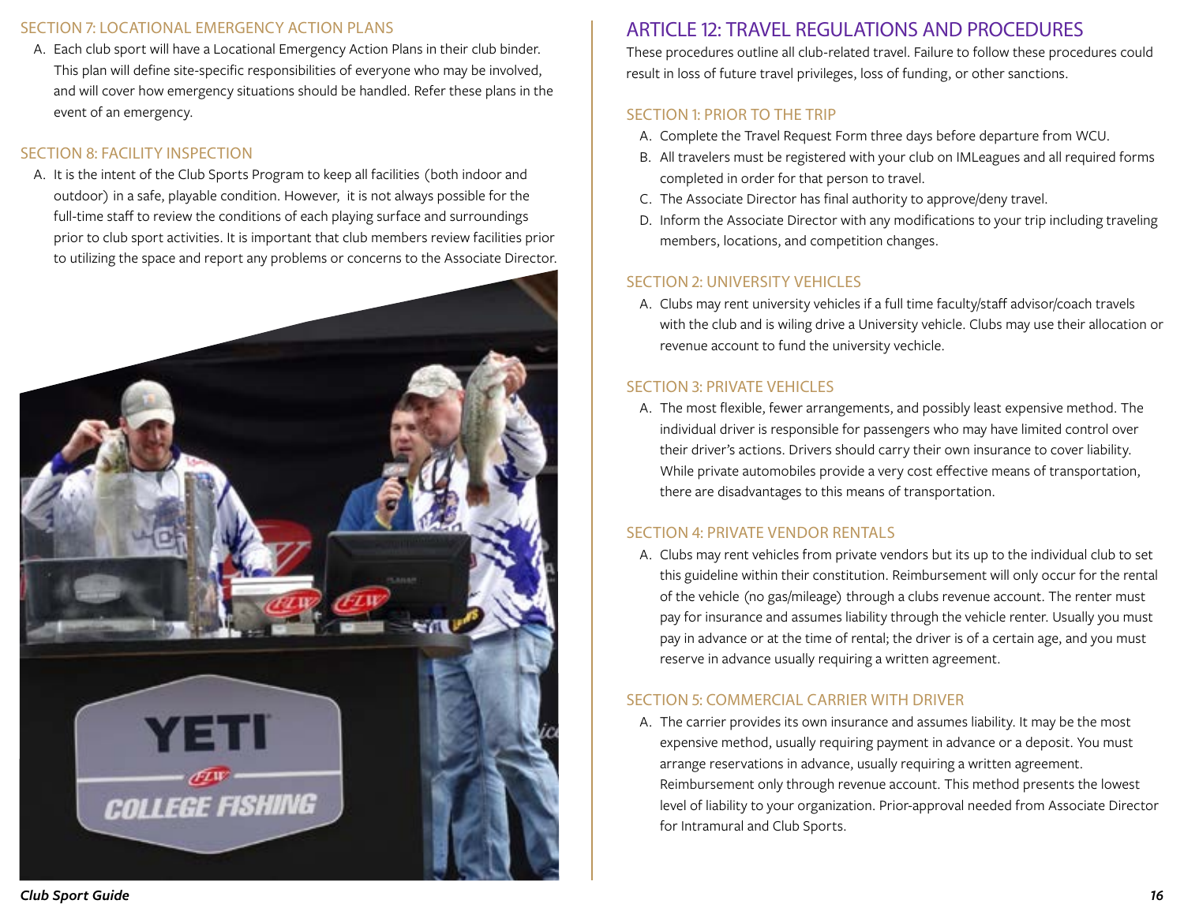### SECTION 7: LOCATIONAL EMERGENCY ACTION PLANS

A. Each club sport will have a Locational Emergency Action Plans in their club binder. This plan will define site-specific responsibilities of everyone who may be involved, and will cover how emergency situations should be handled. Refer these plans in the event of an emergency.

### SECTION 8: FACILITY INSPECTION

A. It is the intent of the Club Sports Program to keep all facilities (both indoor and outdoor) in a safe, playable condition. However, it is not always possible for the full-time staff to review the conditions of each playing surface and surroundings prior to club sport activities. It is important that club members review facilities prior to utilizing the space and report any problems or concerns to the Associate Director.

## ARTICLE 12: TRAVEL REGULATIONS AND PROCEDURES

These procedures outline all club-related travel. Failure to follow these procedures could result in loss of future travel privileges, loss of funding, or other sanctions.

### SECTION 1: PRIOR TO THE TRIP

A. Complete the Travel Request Form three days before departure from WCU.
B. All travelers must be registered with your club on IMLeagues and all required forms completed in order for that person to travel.
C. The Associate Director has final authority to approve/deny travel.
D. Inform the Associate Director with any modifications to your trip including traveling members, locations, and competition changes.

### SECTION 2: UNIVERSITY VEHICLES

A. Clubs may rent university vehicles if a full time faculty/staff advisor/coach travels with the club and is wiling drive a University vehicle. Clubs may use their allocation or revenue account to fund the university vechicle.

### SECTION 3: PRIVATE VEHICLES

A. The most flexible, fewer arrangements, and possibly least expensive method. The individual driver is responsible for passengers who may have limited control over their driver's actions. Drivers should carry their own insurance to cover liability. While private automobiles provide a very cost effective means of transportation, there are disadvantages to this means of transportation.

### SECTION 4: PRIVATE VENDOR RENTALS

A. Clubs may rent vehicles from private vendors but its up to the individual club to set this guideline within their constitution. Reimbursement will only occur for the rental of the vehicle (no gas/mileage) through a clubs revenue account. The renter must pay for insurance and assumes liability through the vehicle renter. Usually you must pay in advance or at the time of rental; the driver is of a certain age, and you must reserve in advance usually requiring a written agreement.

### SECTION 5: COMMERCIAL CARRIER WITH DRIVER

A. The carrier provides its own insurance and assumes liability. It may be the most expensive method, usually requiring payment in advance or a deposit. You must arrange reservations in advance, usually requiring a written agreement. Reimbursement only through revenue account. This method presents the lowest level of liability to your organization. Prior-approval needed from Associate Director for Intramural and Club Sports.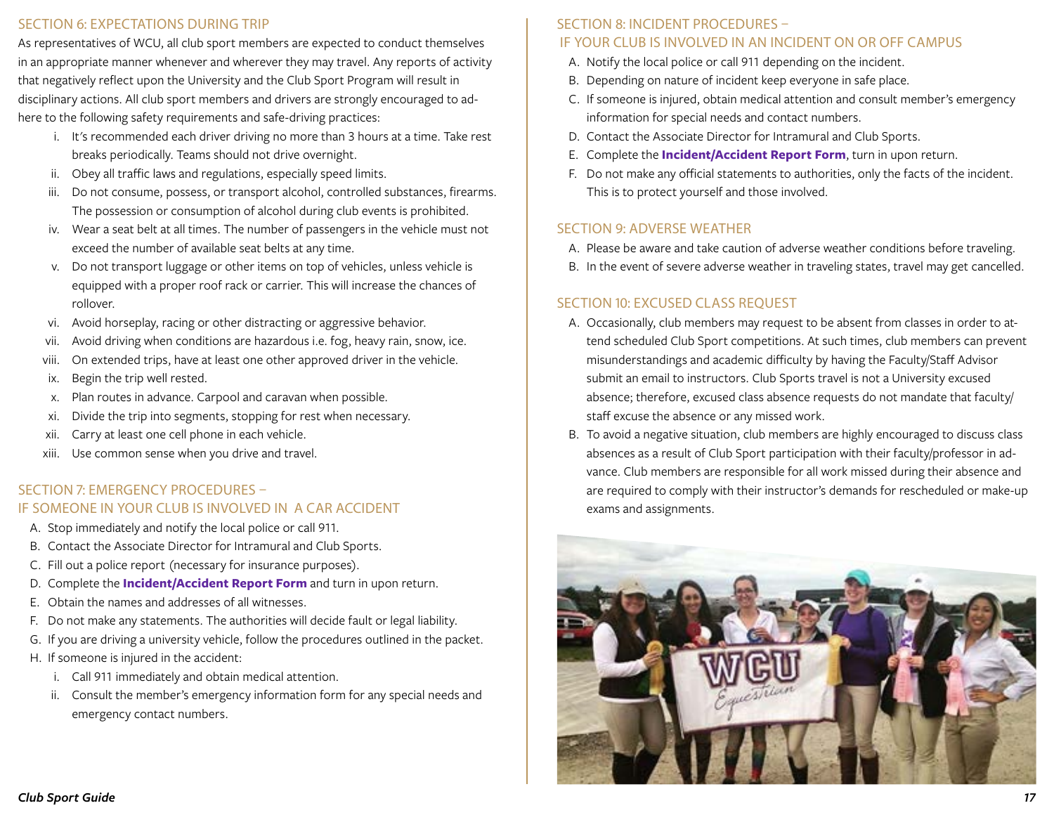## SECTION 6: EXPECTATIONS DURING TRIP

As representatives of WCU, all club sport members are expected to conduct themselves in an appropriate manner whenever and wherever they may travel. Any reports of activity that negatively reflect upon the University and the Club Sport Program will result in disciplinary actions. All club sport members and drivers are strongly encouraged to adhere to the following safety requirements and safe-driving practices:

i. It's recommended each driver driving no more than 3 hours at a time. Take rest breaks periodically. Teams should not drive overnight.
ii. Obey all traffic laws and regulations, especially speed limits.
iii. Do not consume, possess, or transport alcohol, controlled substances, firearms. The possession or consumption of alcohol during club events is prohibited.
iv. Wear a seat belt at all times. The number of passengers in the vehicle must not exceed the number of available seat belts at any time.
v. Do not transport luggage or other items on top of vehicles, unless vehicle is equipped with a proper roof rack or carrier. This will increase the chances of rollover.
vi. Avoid horseplay, racing or other distracting or aggressive behavior.
vii. Avoid driving when conditions are hazardous i.e. fog, heavy rain, snow, ice.
viii. On extended trips, have at least one other approved driver in the vehicle.
ix. Begin the trip well rested.
x. Plan routes in advance. Carpool and caravan when possible.
xi. Divide the trip into segments, stopping for rest when necessary.
xii. Carry at least one cell phone in each vehicle.
xiii. Use common sense when you drive and travel.

## SECTION 7: EMERGENCY PROCEDURES – IF SOMEONE IN YOUR CLUB IS INVOLVED IN A CAR ACCIDENT

A. Stop immediately and notify the local police or call 911.
B. Contact the Associate Director for Intramural and Club Sports.
C. Fill out a police report (necessary for insurance purposes).
D. Complete the **Incident/Accident Report Form** and turn in upon return.
E. Obtain the names and addresses of all witnesses.
F. Do not make any statements. The authorities will decide fault or legal liability.
G. If you are driving a university vehicle, follow the procedures outlined in the packet.
H. If someone is injured in the accident:
   i. Call 911 immediately and obtain medical attention.
   ii. Consult the member's emergency information form for any special needs and emergency contact numbers.

## SECTION 8: INCIDENT PROCEDURES – IF YOUR CLUB IS INVOLVED IN AN INCIDENT ON OR OFF CAMPUS

A. Notify the local police or call 911 depending on the incident.
B. Depending on nature of incident keep everyone in safe place.
C. If someone is injured, obtain medical attention and consult member's emergency information for special needs and contact numbers.
D. Contact the Associate Director for Intramural and Club Sports.
E. Complete the **Incident/Accident Report Form**, turn in upon return.
F. Do not make any official statements to authorities, only the facts of the incident. This is to protect yourself and those involved.

## SECTION 9: ADVERSE WEATHER

A. Please be aware and take caution of adverse weather conditions before traveling.
B. In the event of severe adverse weather in traveling states, travel may get cancelled.

## SECTION 10: EXCUSED CLASS REQUEST

A. Occasionally, club members may request to be absent from classes in order to attend scheduled Club Sport competitions. At such times, club members can prevent misunderstandings and academic difficulty by having the Faculty/Staff Advisor submit an email to instructors. Club Sports travel is not a University excused absence; therefore, excused class absence requests do not mandate that faculty/staff excuse the absence or any missed work.
B. To avoid a negative situation, club members are highly encouraged to discuss class absences as a result of Club Sport participation with their faculty/professor in advance. Club members are responsible for all work missed during their absence and are required to comply with their instructor's demands for rescheduled or make-up exams and assignments.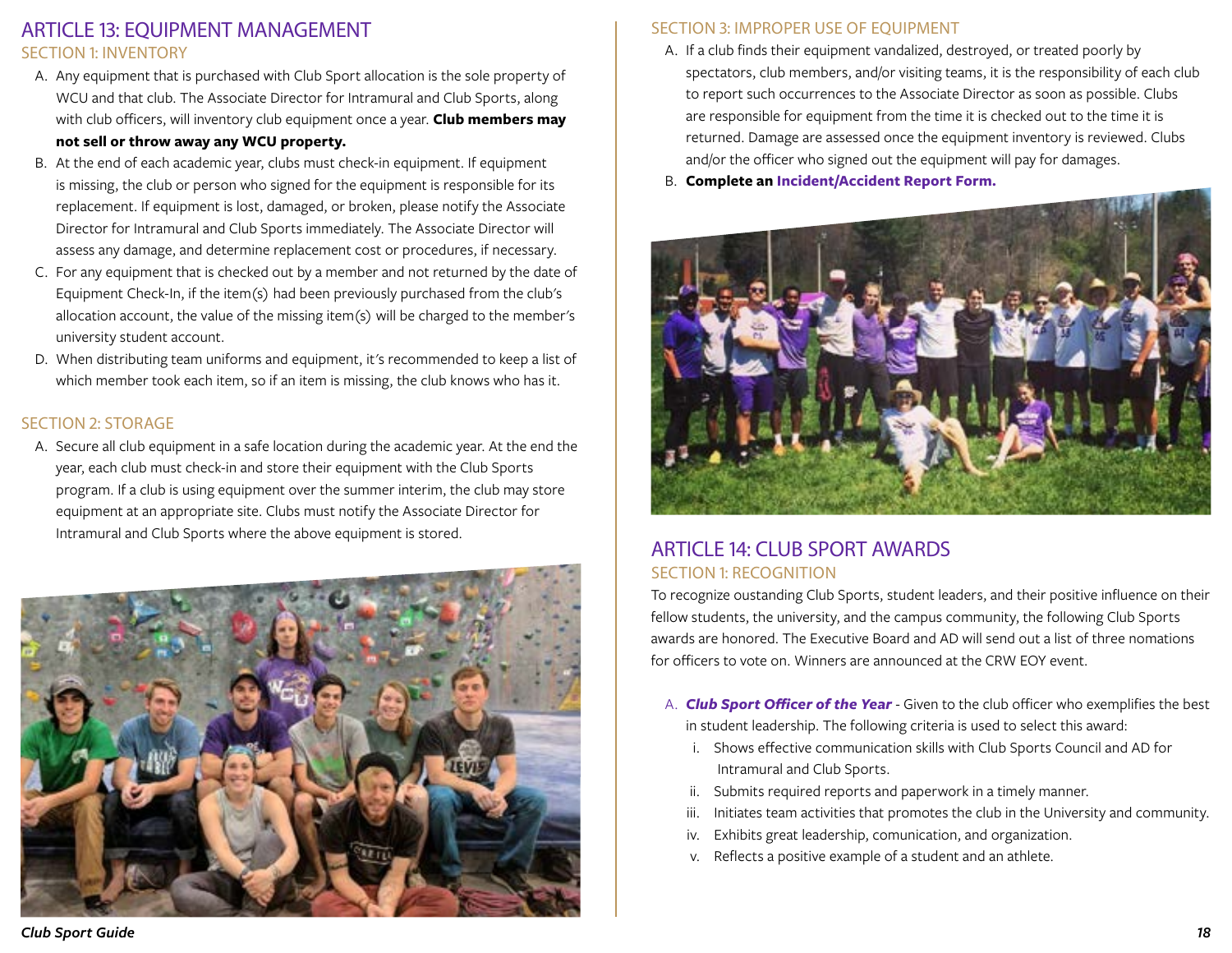# ARTICLE 13: EQUIPMENT MANAGEMENT

## SECTION 1: INVENTORY

A. Any equipment that is purchased with Club Sport allocation is the sole property of WCU and that club. The Associate Director for Intramural and Club Sports, along with club officers, will inventory club equipment once a year. **Club members may not sell or throw away any WCU property.**

B. At the end of each academic year, clubs must check-in equipment. If equipment is missing, the club or person who signed for the equipment is responsible for its replacement. If equipment is lost, damaged, or broken, please notify the Associate Director for Intramural and Club Sports immediately. The Associate Director will assess any damage, and determine replacement cost or procedures, if necessary.

C. For any equipment that is checked out by a member and not returned by the date of Equipment Check-In, if the item(s) had been previously purchased from the club's allocation account, the value of the missing item(s) will be charged to the member's university student account.

D. When distributing team uniforms and equipment, it's recommended to keep a list of which member took each item, so if an item is missing, the club knows who has it.

## SECTION 2: STORAGE

A. Secure all club equipment in a safe location during the academic year. At the end the year, each club must check-in and store their equipment with the Club Sports program. If a club is using equipment over the summer interim, the club may store equipment at an appropriate site. Clubs must notify the Associate Director for Intramural and Club Sports where the above equipment is stored.

## SECTION 3: IMPROPER USE OF EQUIPMENT

A. If a club finds their equipment vandalized, destroyed, or treated poorly by spectators, club members, and/or visiting teams, it is the responsibility of each club to report such occurrences to the Associate Director as soon as possible. Clubs are responsible for equipment from the time it is checked out to the time it is returned. Damage are assessed once the equipment inventory is reviewed. Clubs and/or the officer who signed out the equipment will pay for damages.

B. **Complete an Incident/Accident Report Form.**

# ARTICLE 14: CLUB SPORT AWARDS

## SECTION 1: RECOGNITION

To recognize oustanding Club Sports, student leaders, and their positive influence on their fellow students, the university, and the campus community, the following Club Sports awards are honored. The Executive Board and AD will send out a list of three nomations for officers to vote on. Winners are announced at the CRW EOY event.

A. ***Club Sport Officer of the Year*** - Given to the club officer who exemplifies the best in student leadership. The following criteria is used to select this award:

   i. Shows effective communication skills with Club Sports Council and AD for Intramural and Club Sports.
   ii. Submits required reports and paperwork in a timely manner.
   iii. Initiates team activities that promotes the club in the University and community.
   iv. Exhibits great leadership, comunication, and organization.
   v. Reflects a positive example of a student and an athlete.